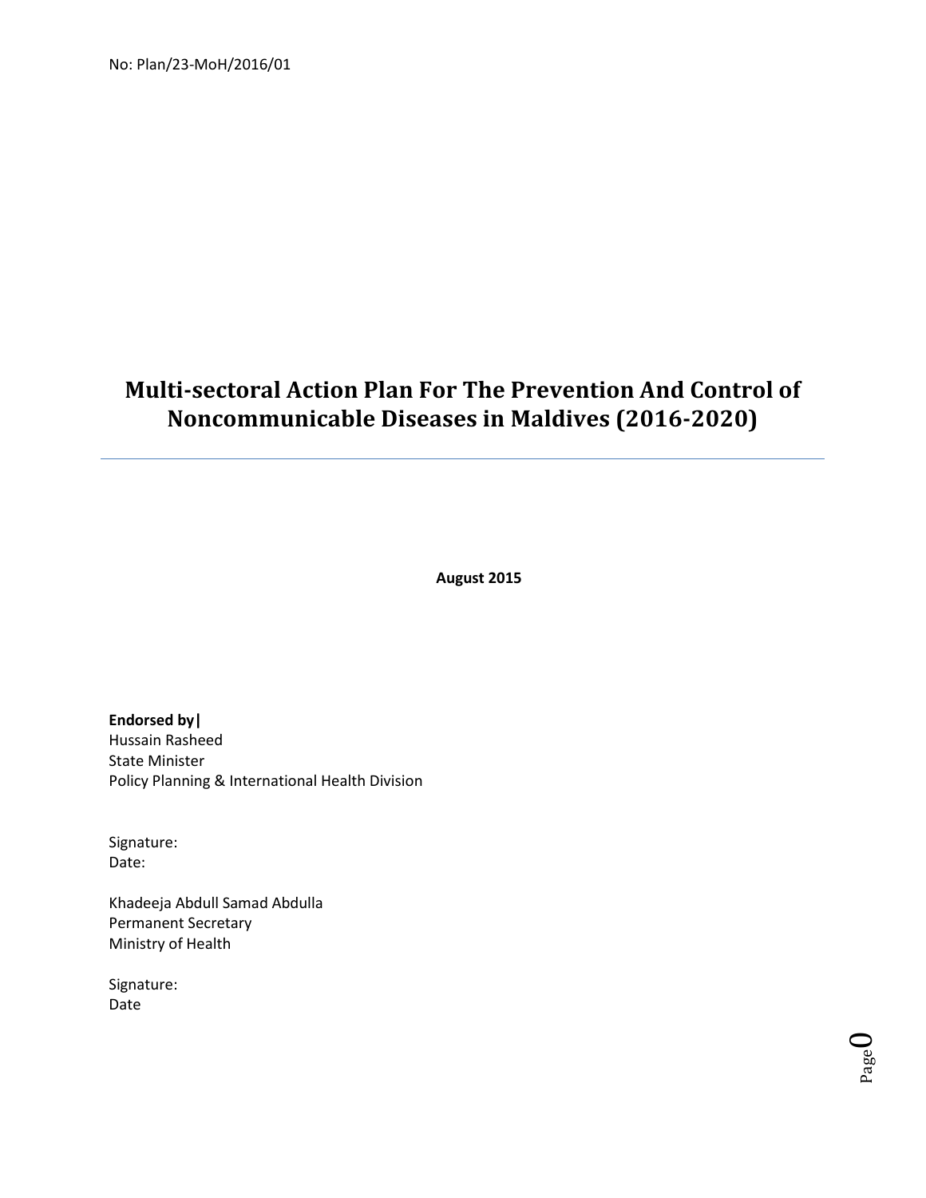No: Plan/23-MoH/2016/01

# Multi-sectoral Action Plan For The Prevention And Control of Noncommunicable Diseases in Maldives (2016-2020)

**August 2015**

**Endorsed by|**
Hussain Rasheed
State Minister
Policy Planning & International Health Division

Signature:
Date:

Khadeeja Abdull Samad Abdulla
Permanent Secretary
Ministry of Health

Signature:
Date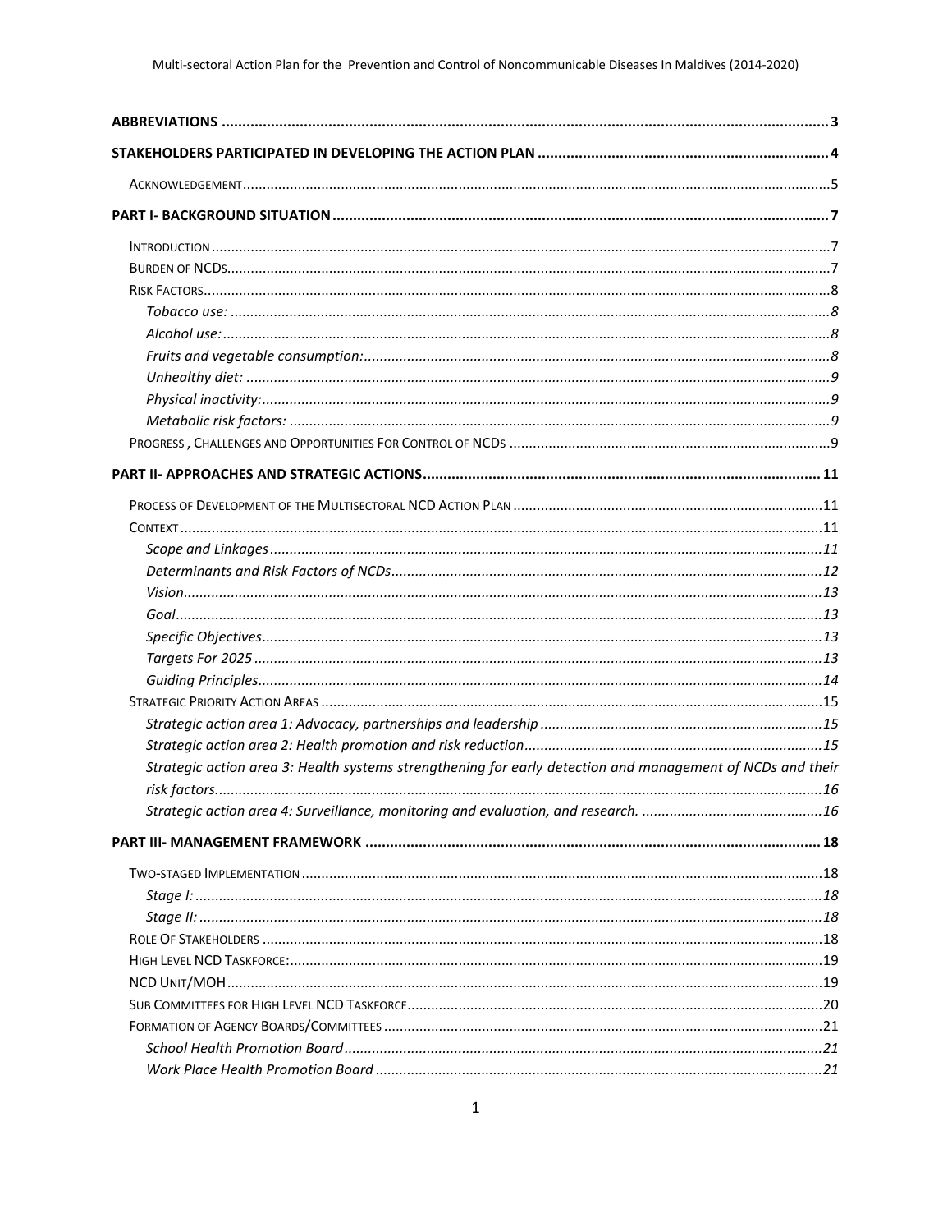**ABBREVIATIONS** .......... **3**

**STAKEHOLDERS PARTICIPATED IN DEVELOPING THE ACTION PLAN** .......... **4**

ACKNOWLEDGEMENT .......... 5

**PART I- BACKGROUND SITUATION** .......... **7**

INTRODUCTION .......... 7

BURDEN OF NCDS .......... 7

RISK FACTORS .......... 8

*Tobacco use:* .......... *8*

*Alcohol use:* .......... *8*

*Fruits and vegetable consumption:* .......... *8*

*Unhealthy diet:* .......... *9*

*Physical inactivity:* .......... *9*

*Metabolic risk factors:* .......... *9*

PROGRESS , CHALLENGES AND OPPORTUNITIES FOR CONTROL OF NCDS .......... 9

**PART II- APPROACHES AND STRATEGIC ACTIONS** .......... **11**

PROCESS OF DEVELOPMENT OF THE MULTISECTORAL NCD ACTION PLAN .......... 11

CONTEXT .......... 11

*Scope and Linkages* .......... *11*

*Determinants and Risk Factors of NCDs* .......... *12*

*Vision* .......... *13*

*Goal* .......... *13*

*Specific Objectives* .......... *13*

*Targets For 2025* .......... *13*

*Guiding Principles* .......... *14*

STRATEGIC PRIORITY ACTION AREAS .......... 15

*Strategic action area 1: Advocacy, partnerships and leadership* .......... *15*

*Strategic action area 2: Health promotion and risk reduction* .......... *15*

*Strategic action area 3: Health systems strengthening for early detection and management of NCDs and their risk factors* .......... *16*

*Strategic action area 4: Surveillance, monitoring and evaluation, and research.* .......... *16*

**PART III- MANAGEMENT FRAMEWORK** .......... **18**

TWO-STAGED IMPLEMENTATION .......... 18

*Stage I:* .......... *18*

*Stage II:* .......... *18*

ROLE OF STAKEHOLDERS .......... 18

HIGH LEVEL NCD TASKFORCE: .......... 19

NCD UNIT/MOH .......... 19

SUB COMMITTEES FOR HIGH LEVEL NCD TASKFORCE .......... 20

FORMATION OF AGENCY BOARDS/COMMITTEES .......... 21

*School Health Promotion Board* .......... *21*

*Work Place Health Promotion Board* .......... *21*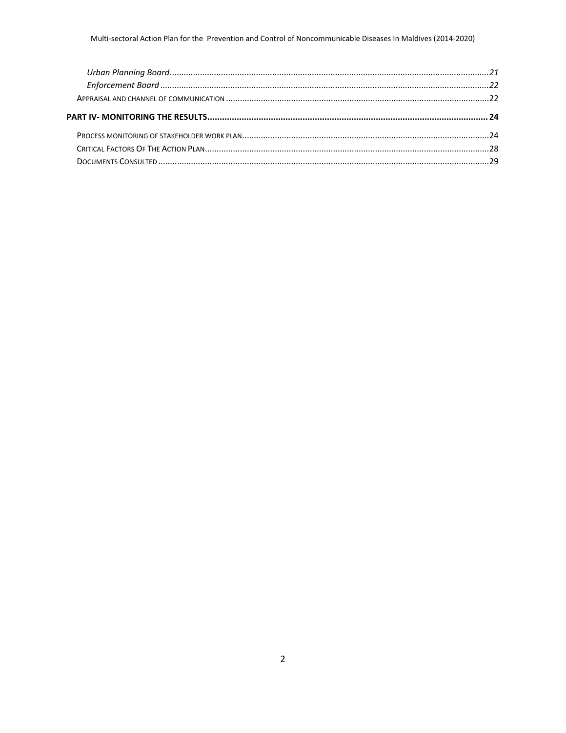*Urban Planning Board* ........................................................................................................................................ *21*

*Enforcement Board* ............................................................................................................................................ *22*

APPRAISAL AND CHANNEL OF COMMUNICATION ................................................................................................................ 22

**PART IV- MONITORING THE RESULTS ................................................................................................................... 24**

PROCESS MONITORING OF STAKEHOLDER WORK PLAN .......................................................................................................... 24

CRITICAL FACTORS OF THE ACTION PLAN ........................................................................................................................... 28

DOCUMENTS CONSULTED ................................................................................................................................................ 29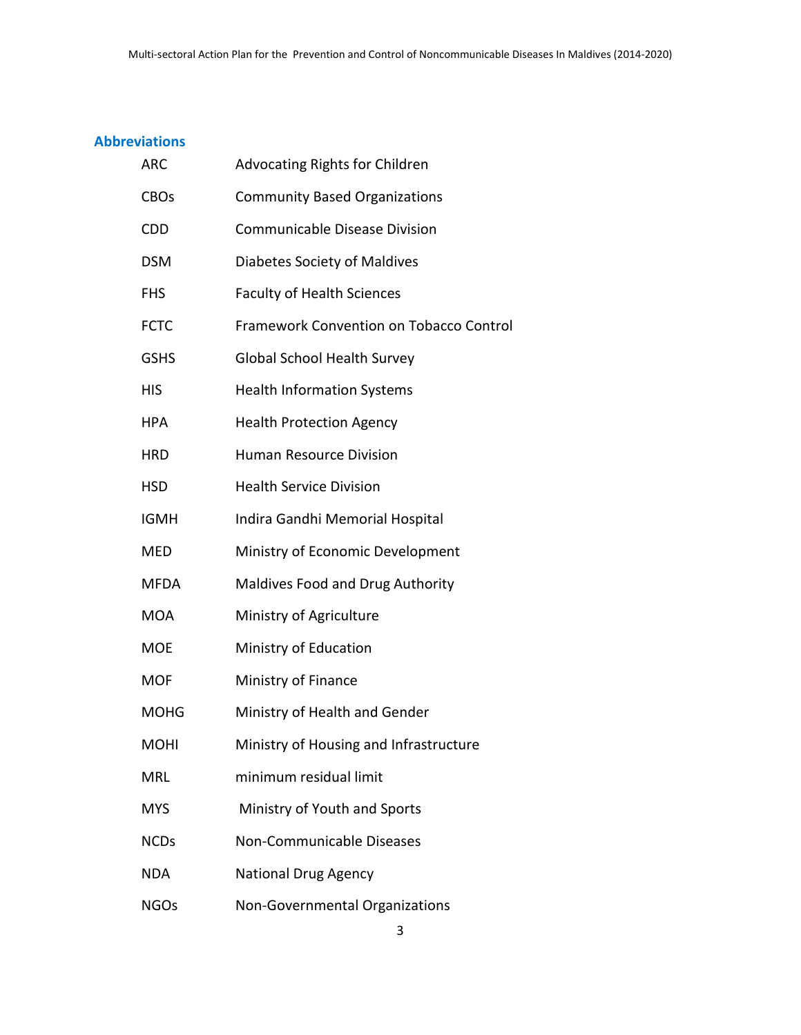## Abbreviations

| | |
|---|---|
| ARC | Advocating Rights for Children |
| CBOs | Community Based Organizations |
| CDD | Communicable Disease Division |
| DSM | Diabetes Society of Maldives |
| FHS | Faculty of Health Sciences |
| FCTC | Framework Convention on Tobacco Control |
| GSHS | Global School Health Survey |
| HIS | Health Information Systems |
| HPA | Health Protection Agency |
| HRD | Human Resource Division |
| HSD | Health Service Division |
| IGMH | Indira Gandhi Memorial Hospital |
| MED | Ministry of Economic Development |
| MFDA | Maldives Food and Drug Authority |
| MOA | Ministry of Agriculture |
| MOE | Ministry of Education |
| MOF | Ministry of Finance |
| MOHG | Ministry of Health and Gender |
| MOHI | Ministry of Housing and Infrastructure |
| MRL | minimum residual limit |
| MYS | Ministry of Youth and Sports |
| NCDs | Non-Communicable Diseases |
| NDA | National Drug Agency |
| NGOs | Non-Governmental Organizations |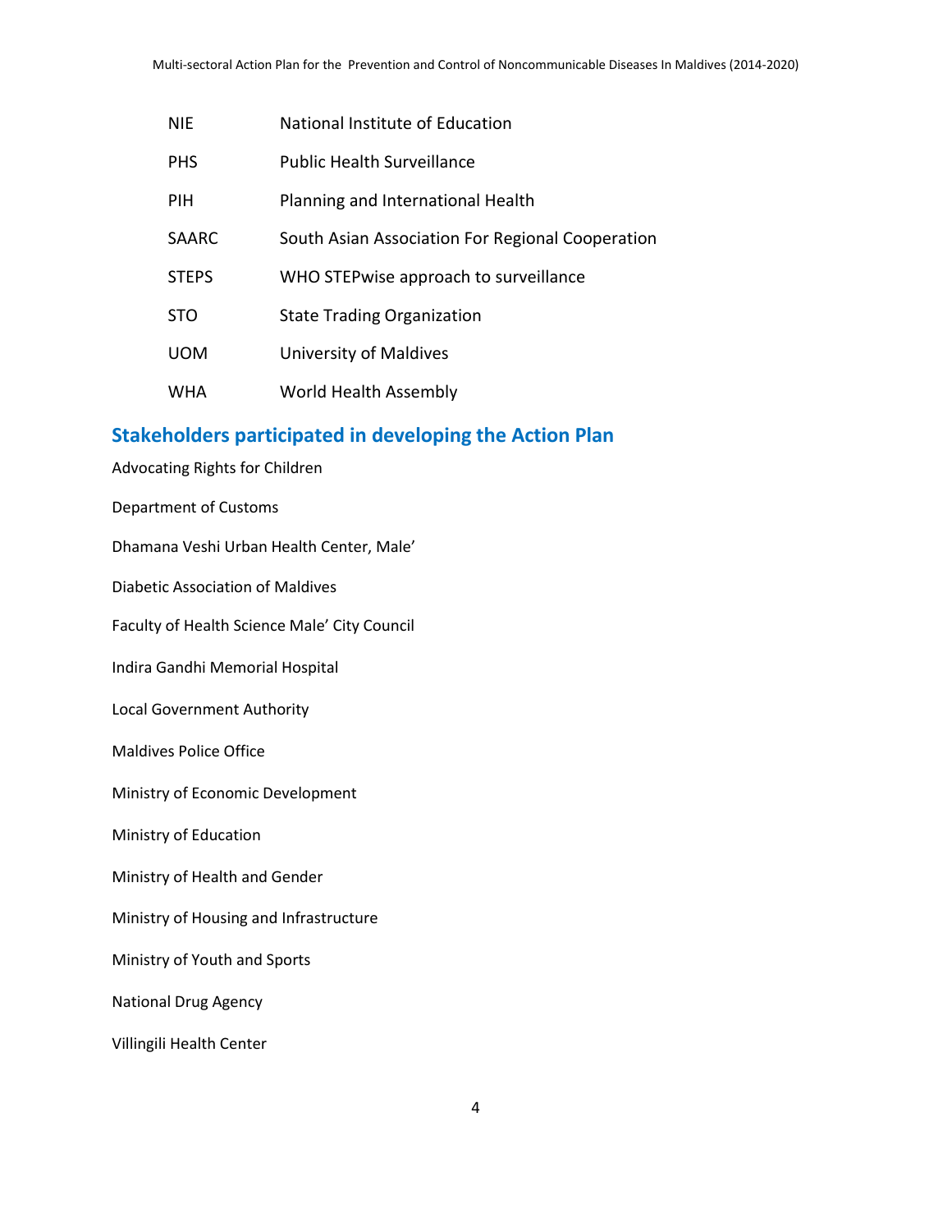| | |
|---|---|
| NIE | National Institute of Education |
| PHS | Public Health Surveillance |
| PIH | Planning and International Health |
| SAARC | South Asian Association For Regional Cooperation |
| STEPS | WHO STEPwise approach to surveillance |
| STO | State Trading Organization |
| UOM | University of Maldives |
| WHA | World Health Assembly |

## Stakeholders participated in developing the Action Plan

Advocating Rights for Children

Department of Customs

Dhamana Veshi Urban Health Center, Male'

Diabetic Association of Maldives

Faculty of Health Science Male' City Council

Indira Gandhi Memorial Hospital

Local Government Authority

Maldives Police Office

Ministry of Economic Development

Ministry of Education

Ministry of Health and Gender

Ministry of Housing and Infrastructure

Ministry of Youth and Sports

National Drug Agency

Villingili Health Center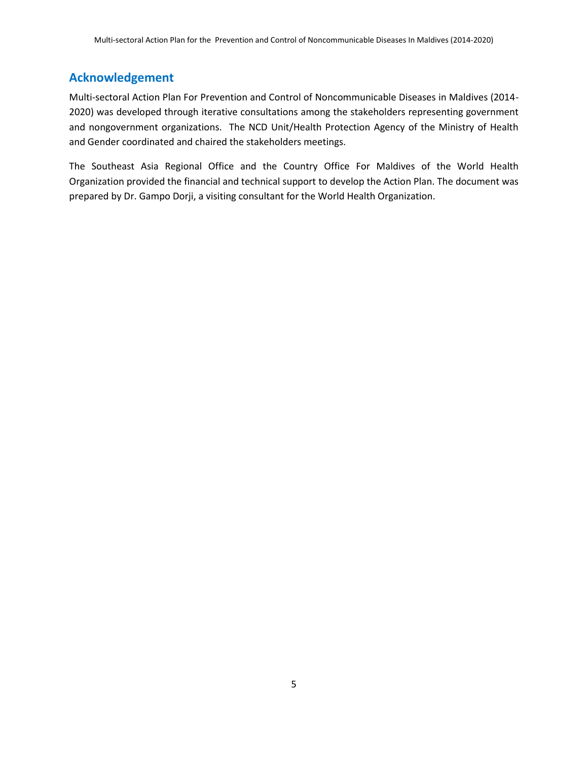## Acknowledgement

Multi-sectoral Action Plan For Prevention and Control of Noncommunicable Diseases in Maldives (2014-2020) was developed through iterative consultations among the stakeholders representing government and nongovernment organizations. The NCD Unit/Health Protection Agency of the Ministry of Health and Gender coordinated and chaired the stakeholders meetings.

The Southeast Asia Regional Office and the Country Office For Maldives of the World Health Organization provided the financial and technical support to develop the Action Plan. The document was prepared by Dr. Gampo Dorji, a visiting consultant for the World Health Organization.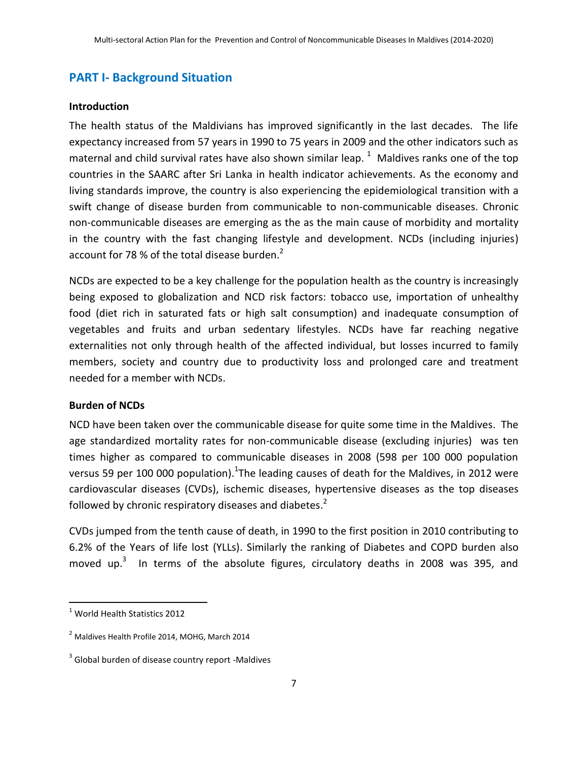## PART I- Background Situation

### Introduction

The health status of the Maldivians has improved significantly in the last decades. The life expectancy increased from 57 years in 1990 to 75 years in 2009 and the other indicators such as maternal and child survival rates have also shown similar leap. [1] Maldives ranks one of the top countries in the SAARC after Sri Lanka in health indicator achievements. As the economy and living standards improve, the country is also experiencing the epidemiological transition with a swift change of disease burden from communicable to non-communicable diseases. Chronic non-communicable diseases are emerging as the as the main cause of morbidity and mortality in the country with the fast changing lifestyle and development. NCDs (including injuries) account for 78 % of the total disease burden.[2]

NCDs are expected to be a key challenge for the population health as the country is increasingly being exposed to globalization and NCD risk factors: tobacco use, importation of unhealthy food (diet rich in saturated fats or high salt consumption) and inadequate consumption of vegetables and fruits and urban sedentary lifestyles. NCDs have far reaching negative externalities not only through health of the affected individual, but losses incurred to family members, society and country due to productivity loss and prolonged care and treatment needed for a member with NCDs.

### Burden of NCDs

NCD have been taken over the communicable disease for quite some time in the Maldives. The age standardized mortality rates for non-communicable disease (excluding injuries) was ten times higher as compared to communicable diseases in 2008 (598 per 100 000 population versus 59 per 100 000 population).[1]The leading causes of death for the Maldives, in 2012 were cardiovascular diseases (CVDs), ischemic diseases, hypertensive diseases as the top diseases followed by chronic respiratory diseases and diabetes.[2]

CVDs jumped from the tenth cause of death, in 1990 to the first position in 2010 contributing to 6.2% of the Years of life lost (YLLs). Similarly the ranking of Diabetes and COPD burden also moved up.[3] In terms of the absolute figures, circulatory deaths in 2008 was 395, and

---

[1] World Health Statistics 2012

[2] Maldives Health Profile 2014, MOHG, March 2014

[3] Global burden of disease country report -Maldives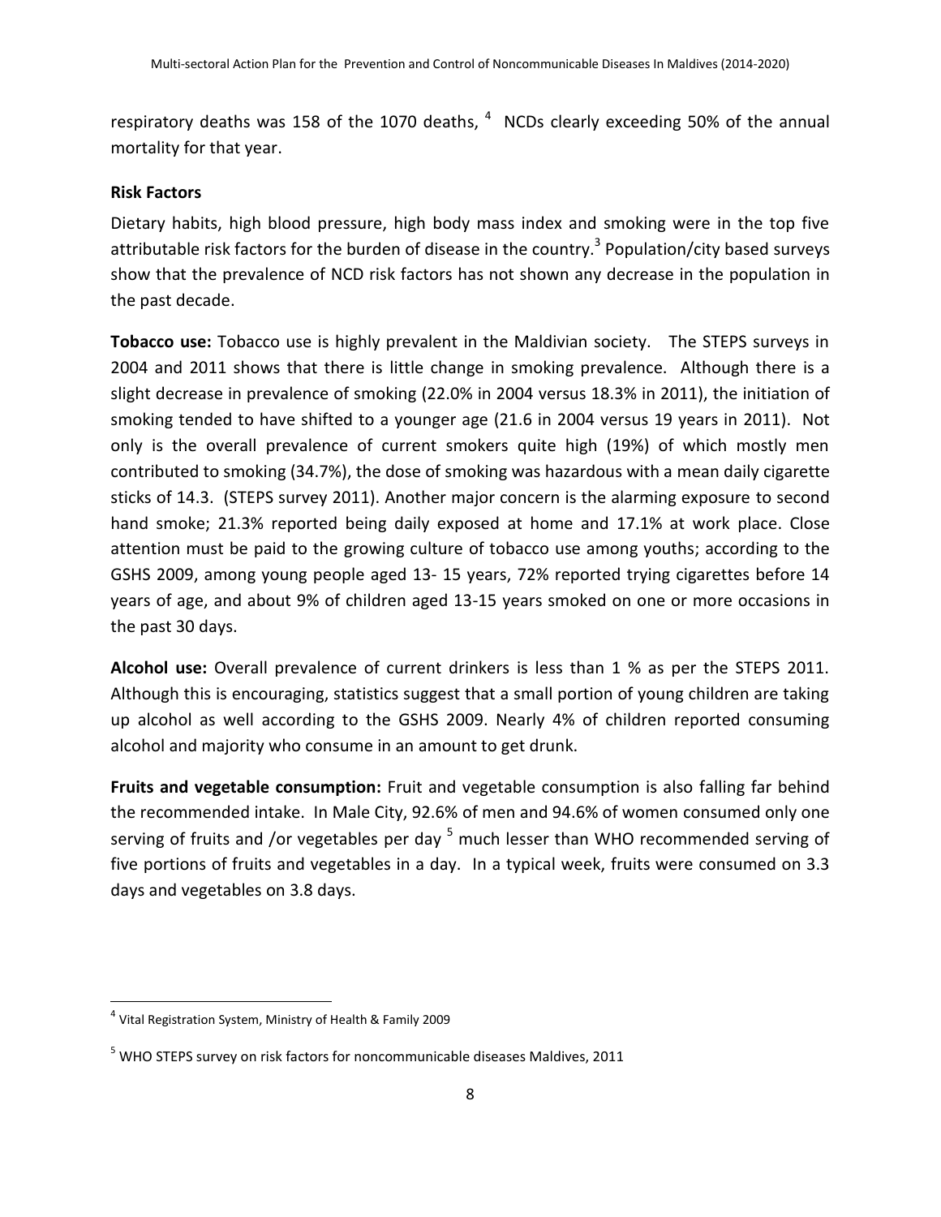respiratory deaths was 158 of the 1070 deaths, [4] NCDs clearly exceeding 50% of the annual mortality for that year.

**Risk Factors**

Dietary habits, high blood pressure, high body mass index and smoking were in the top five attributable risk factors for the burden of disease in the country.[3] Population/city based surveys show that the prevalence of NCD risk factors has not shown any decrease in the population in the past decade.

**Tobacco use:** Tobacco use is highly prevalent in the Maldivian society. The STEPS surveys in 2004 and 2011 shows that there is little change in smoking prevalence. Although there is a slight decrease in prevalence of smoking (22.0% in 2004 versus 18.3% in 2011), the initiation of smoking tended to have shifted to a younger age (21.6 in 2004 versus 19 years in 2011). Not only is the overall prevalence of current smokers quite high (19%) of which mostly men contributed to smoking (34.7%), the dose of smoking was hazardous with a mean daily cigarette sticks of 14.3. (STEPS survey 2011). Another major concern is the alarming exposure to second hand smoke; 21.3% reported being daily exposed at home and 17.1% at work place. Close attention must be paid to the growing culture of tobacco use among youths; according to the GSHS 2009, among young people aged 13- 15 years, 72% reported trying cigarettes before 14 years of age, and about 9% of children aged 13-15 years smoked on one or more occasions in the past 30 days.

**Alcohol use:** Overall prevalence of current drinkers is less than 1 % as per the STEPS 2011. Although this is encouraging, statistics suggest that a small portion of young children are taking up alcohol as well according to the GSHS 2009. Nearly 4% of children reported consuming alcohol and majority who consume in an amount to get drunk.

**Fruits and vegetable consumption:** Fruit and vegetable consumption is also falling far behind the recommended intake. In Male City, 92.6% of men and 94.6% of women consumed only one serving of fruits and /or vegetables per day [5] much lesser than WHO recommended serving of five portions of fruits and vegetables in a day. In a typical week, fruits were consumed on 3.3 days and vegetables on 3.8 days.

---

[4] Vital Registration System, Ministry of Health & Family 2009

[5] WHO STEPS survey on risk factors for noncommunicable diseases Maldives, 2011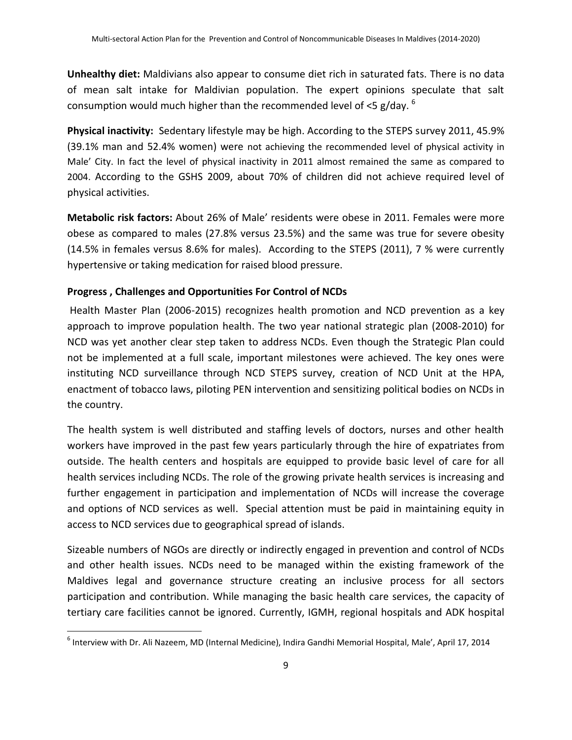**Unhealthy diet:** Maldivians also appear to consume diet rich in saturated fats. There is no data of mean salt intake for Maldivian population. The expert opinions speculate that salt consumption would much higher than the recommended level of <5 g/day. [6]

**Physical inactivity:** Sedentary lifestyle may be high. According to the STEPS survey 2011, 45.9% (39.1% man and 52.4% women) were not achieving the recommended level of physical activity in Male' City. In fact the level of physical inactivity in 2011 almost remained the same as compared to 2004. According to the GSHS 2009, about 70% of children did not achieve required level of physical activities.

**Metabolic risk factors:** About 26% of Male' residents were obese in 2011. Females were more obese as compared to males (27.8% versus 23.5%) and the same was true for severe obesity (14.5% in females versus 8.6% for males). According to the STEPS (2011), 7 % were currently hypertensive or taking medication for raised blood pressure.

### Progress , Challenges and Opportunities For Control of NCDs

Health Master Plan (2006-2015) recognizes health promotion and NCD prevention as a key approach to improve population health. The two year national strategic plan (2008-2010) for NCD was yet another clear step taken to address NCDs. Even though the Strategic Plan could not be implemented at a full scale, important milestones were achieved. The key ones were instituting NCD surveillance through NCD STEPS survey, creation of NCD Unit at the HPA, enactment of tobacco laws, piloting PEN intervention and sensitizing political bodies on NCDs in the country.

The health system is well distributed and staffing levels of doctors, nurses and other health workers have improved in the past few years particularly through the hire of expatriates from outside. The health centers and hospitals are equipped to provide basic level of care for all health services including NCDs. The role of the growing private health services is increasing and further engagement in participation and implementation of NCDs will increase the coverage and options of NCD services as well. Special attention must be paid in maintaining equity in access to NCD services due to geographical spread of islands.

Sizeable numbers of NGOs are directly or indirectly engaged in prevention and control of NCDs and other health issues. NCDs need to be managed within the existing framework of the Maldives legal and governance structure creating an inclusive process for all sectors participation and contribution. While managing the basic health care services, the capacity of tertiary care facilities cannot be ignored. Currently, IGMH, regional hospitals and ADK hospital

[6] Interview with Dr. Ali Nazeem, MD (Internal Medicine), Indira Gandhi Memorial Hospital, Male', April 17, 2014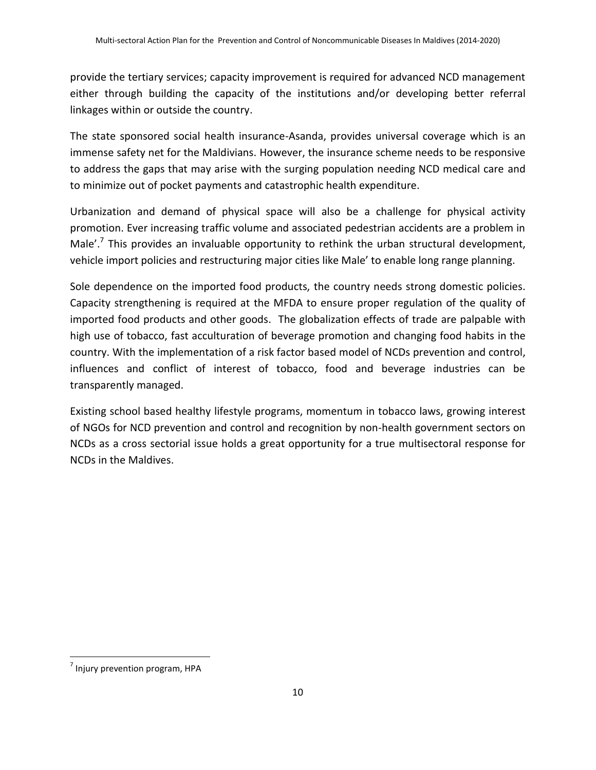provide the tertiary services; capacity improvement is required for advanced NCD management either through building the capacity of the institutions and/or developing better referral linkages within or outside the country.

The state sponsored social health insurance-Asanda, provides universal coverage which is an immense safety net for the Maldivians. However, the insurance scheme needs to be responsive to address the gaps that may arise with the surging population needing NCD medical care and to minimize out of pocket payments and catastrophic health expenditure.

Urbanization and demand of physical space will also be a challenge for physical activity promotion. Ever increasing traffic volume and associated pedestrian accidents are a problem in Male'.[7] This provides an invaluable opportunity to rethink the urban structural development, vehicle import policies and restructuring major cities like Male' to enable long range planning.

Sole dependence on the imported food products, the country needs strong domestic policies. Capacity strengthening is required at the MFDA to ensure proper regulation of the quality of imported food products and other goods. The globalization effects of trade are palpable with high use of tobacco, fast acculturation of beverage promotion and changing food habits in the country. With the implementation of a risk factor based model of NCDs prevention and control, influences and conflict of interest of tobacco, food and beverage industries can be transparently managed.

Existing school based healthy lifestyle programs, momentum in tobacco laws, growing interest of NGOs for NCD prevention and control and recognition by non-health government sectors on NCDs as a cross sectorial issue holds a great opportunity for a true multisectoral response for NCDs in the Maldives.

[7] Injury prevention program, HPA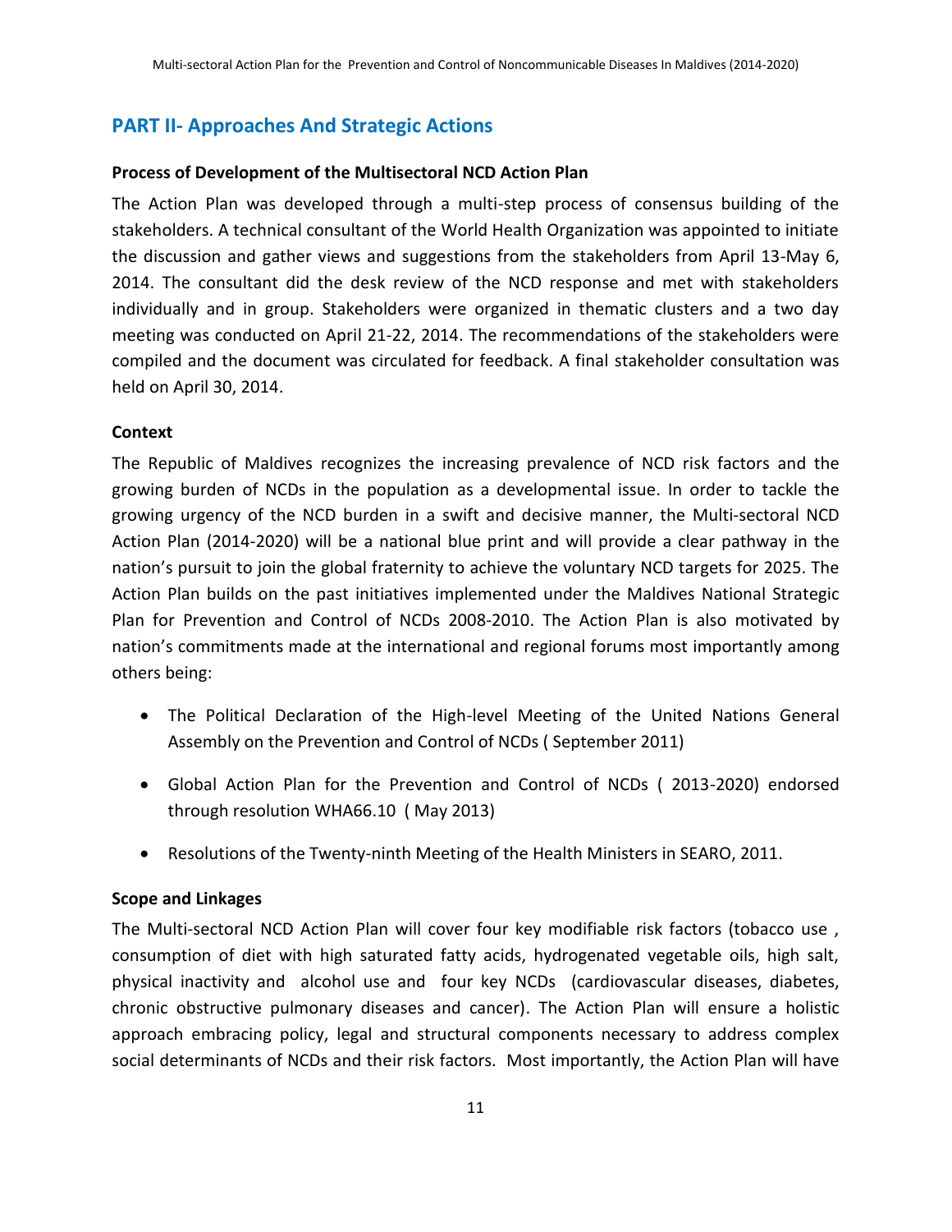## PART II- Approaches And Strategic Actions

**Process of Development of the Multisectoral NCD Action Plan**

The Action Plan was developed through a multi-step process of consensus building of the stakeholders. A technical consultant of the World Health Organization was appointed to initiate the discussion and gather views and suggestions from the stakeholders from April 13-May 6, 2014. The consultant did the desk review of the NCD response and met with stakeholders individually and in group. Stakeholders were organized in thematic clusters and a two day meeting was conducted on April 21-22, 2014. The recommendations of the stakeholders were compiled and the document was circulated for feedback. A final stakeholder consultation was held on April 30, 2014.

**Context**

The Republic of Maldives recognizes the increasing prevalence of NCD risk factors and the growing burden of NCDs in the population as a developmental issue. In order to tackle the growing urgency of the NCD burden in a swift and decisive manner, the Multi-sectoral NCD Action Plan (2014-2020) will be a national blue print and will provide a clear pathway in the nation's pursuit to join the global fraternity to achieve the voluntary NCD targets for 2025. The Action Plan builds on the past initiatives implemented under the Maldives National Strategic Plan for Prevention and Control of NCDs 2008-2010. The Action Plan is also motivated by nation's commitments made at the international and regional forums most importantly among others being:

- The Political Declaration of the High-level Meeting of the United Nations General Assembly on the Prevention and Control of NCDs ( September 2011)
- Global Action Plan for the Prevention and Control of NCDs ( 2013-2020) endorsed through resolution WHA66.10 ( May 2013)
- Resolutions of the Twenty-ninth Meeting of the Health Ministers in SEARO, 2011.

**Scope and Linkages**

The Multi-sectoral NCD Action Plan will cover four key modifiable risk factors (tobacco use , consumption of diet with high saturated fatty acids, hydrogenated vegetable oils, high salt, physical inactivity and alcohol use and four key NCDs (cardiovascular diseases, diabetes, chronic obstructive pulmonary diseases and cancer). The Action Plan will ensure a holistic approach embracing policy, legal and structural components necessary to address complex social determinants of NCDs and their risk factors. Most importantly, the Action Plan will have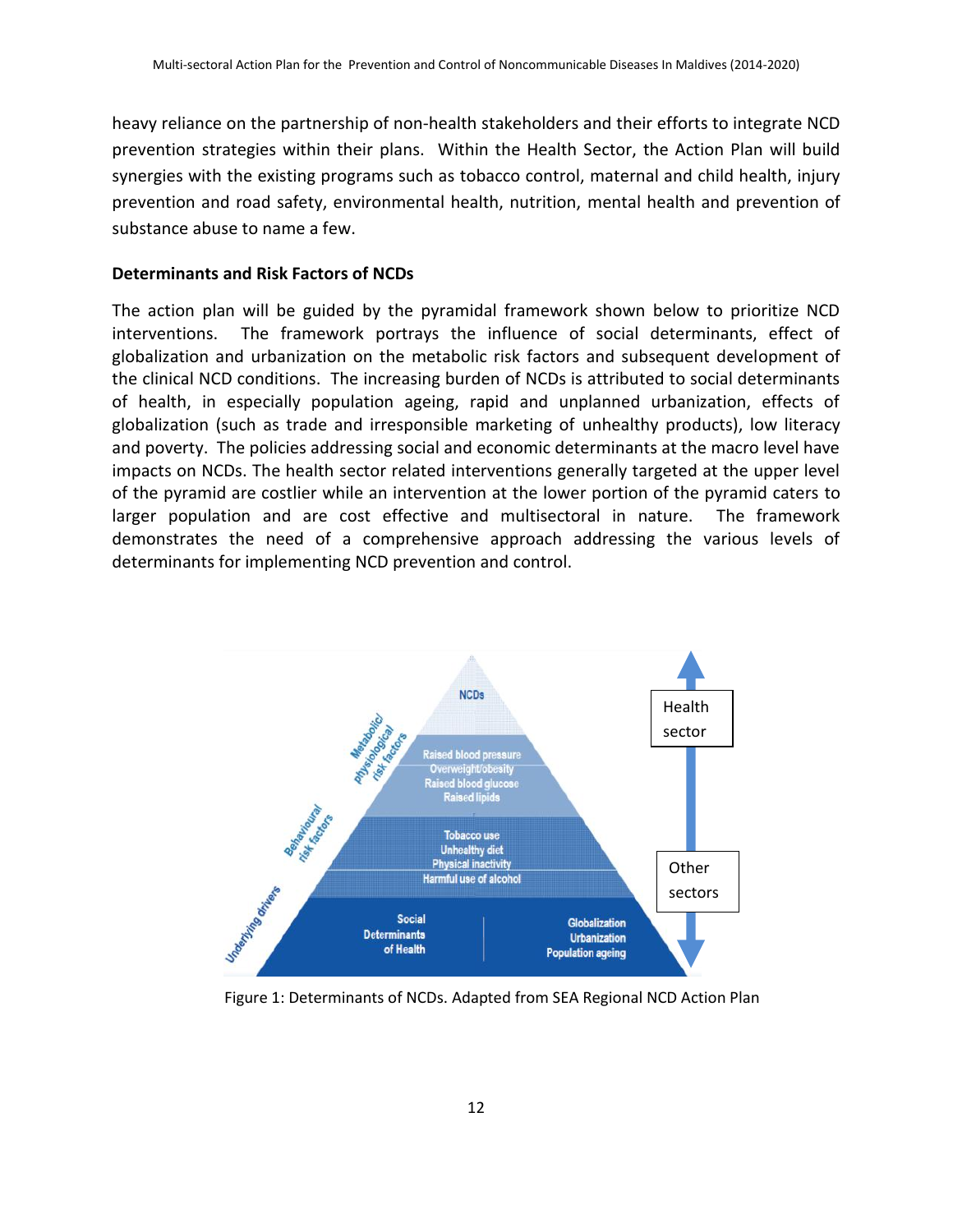heavy reliance on the partnership of non-health stakeholders and their efforts to integrate NCD prevention strategies within their plans. Within the Health Sector, the Action Plan will build synergies with the existing programs such as tobacco control, maternal and child health, injury prevention and road safety, environmental health, nutrition, mental health and prevention of substance abuse to name a few.

**Determinants and Risk Factors of NCDs**

The action plan will be guided by the pyramidal framework shown below to prioritize NCD interventions. The framework portrays the influence of social determinants, effect of globalization and urbanization on the metabolic risk factors and subsequent development of the clinical NCD conditions. The increasing burden of NCDs is attributed to social determinants of health, in especially population ageing, rapid and unplanned urbanization, effects of globalization (such as trade and irresponsible marketing of unhealthy products), low literacy and poverty. The policies addressing social and economic determinants at the macro level have impacts on NCDs. The health sector related interventions generally targeted at the upper level of the pyramid are costlier while an intervention at the lower portion of the pyramid caters to larger population and are cost effective and multisectoral in nature. The framework demonstrates the need of a comprehensive approach addressing the various levels of determinants for implementing NCD prevention and control.

Figure 1: Determinants of NCDs. Adapted from SEA Regional NCD Action Plan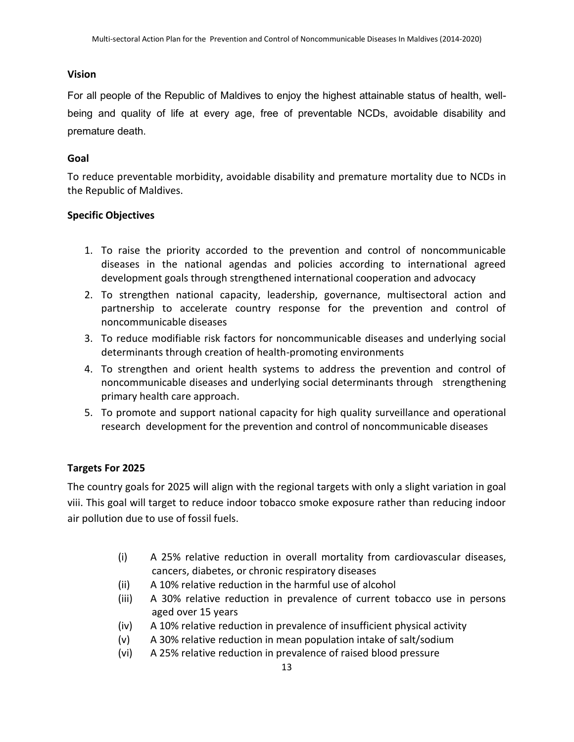### Vision

For all people of the Republic of Maldives to enjoy the highest attainable status of health, well-being and quality of life at every age, free of preventable NCDs, avoidable disability and premature death.

### Goal

To reduce preventable morbidity, avoidable disability and premature mortality due to NCDs in the Republic of Maldives.

### Specific Objectives

1. To raise the priority accorded to the prevention and control of noncommunicable diseases in the national agendas and policies according to international agreed development goals through strengthened international cooperation and advocacy
2. To strengthen national capacity, leadership, governance, multisectoral action and partnership to accelerate country response for the prevention and control of noncommunicable diseases
3. To reduce modifiable risk factors for noncommunicable diseases and underlying social determinants through creation of health-promoting environments
4. To strengthen and orient health systems to address the prevention and control of noncommunicable diseases and underlying social determinants through strengthening primary health care approach.
5. To promote and support national capacity for high quality surveillance and operational research development for the prevention and control of noncommunicable diseases

### Targets For 2025

The country goals for 2025 will align with the regional targets with only a slight variation in goal viii. This goal will target to reduce indoor tobacco smoke exposure rather than reducing indoor air pollution due to use of fossil fuels.

- (i) A 25% relative reduction in overall mortality from cardiovascular diseases, cancers, diabetes, or chronic respiratory diseases
- (ii) A 10% relative reduction in the harmful use of alcohol
- (iii) A 30% relative reduction in prevalence of current tobacco use in persons aged over 15 years
- (iv) A 10% relative reduction in prevalence of insufficient physical activity
- (v) A 30% relative reduction in mean population intake of salt/sodium
- (vi) A 25% relative reduction in prevalence of raised blood pressure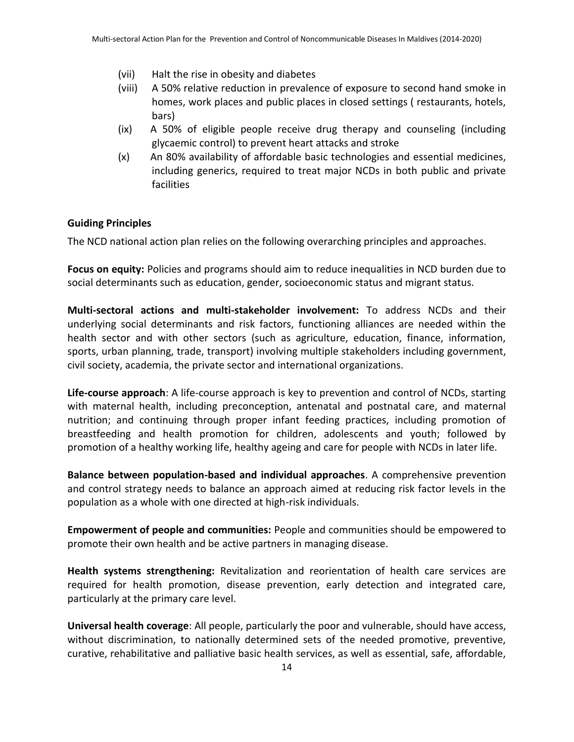(vii) Halt the rise in obesity and diabetes

(viii) A 50% relative reduction in prevalence of exposure to second hand smoke in homes, work places and public places in closed settings ( restaurants, hotels, bars)

(ix) A 50% of eligible people receive drug therapy and counseling (including glycaemic control) to prevent heart attacks and stroke

(x) An 80% availability of affordable basic technologies and essential medicines, including generics, required to treat major NCDs in both public and private facilities

**Guiding Principles**

The NCD national action plan relies on the following overarching principles and approaches.

**Focus on equity:** Policies and programs should aim to reduce inequalities in NCD burden due to social determinants such as education, gender, socioeconomic status and migrant status.

**Multi-sectoral actions and multi-stakeholder involvement:** To address NCDs and their underlying social determinants and risk factors, functioning alliances are needed within the health sector and with other sectors (such as agriculture, education, finance, information, sports, urban planning, trade, transport) involving multiple stakeholders including government, civil society, academia, the private sector and international organizations.

**Life-course approach**: A life-course approach is key to prevention and control of NCDs, starting with maternal health, including preconception, antenatal and postnatal care, and maternal nutrition; and continuing through proper infant feeding practices, including promotion of breastfeeding and health promotion for children, adolescents and youth; followed by promotion of a healthy working life, healthy ageing and care for people with NCDs in later life.

**Balance between population-based and individual approaches**. A comprehensive prevention and control strategy needs to balance an approach aimed at reducing risk factor levels in the population as a whole with one directed at high-risk individuals.

**Empowerment of people and communities:** People and communities should be empowered to promote their own health and be active partners in managing disease.

**Health systems strengthening:** Revitalization and reorientation of health care services are required for health promotion, disease prevention, early detection and integrated care, particularly at the primary care level.

**Universal health coverage**: All people, particularly the poor and vulnerable, should have access, without discrimination, to nationally determined sets of the needed promotive, preventive, curative, rehabilitative and palliative basic health services, as well as essential, safe, affordable,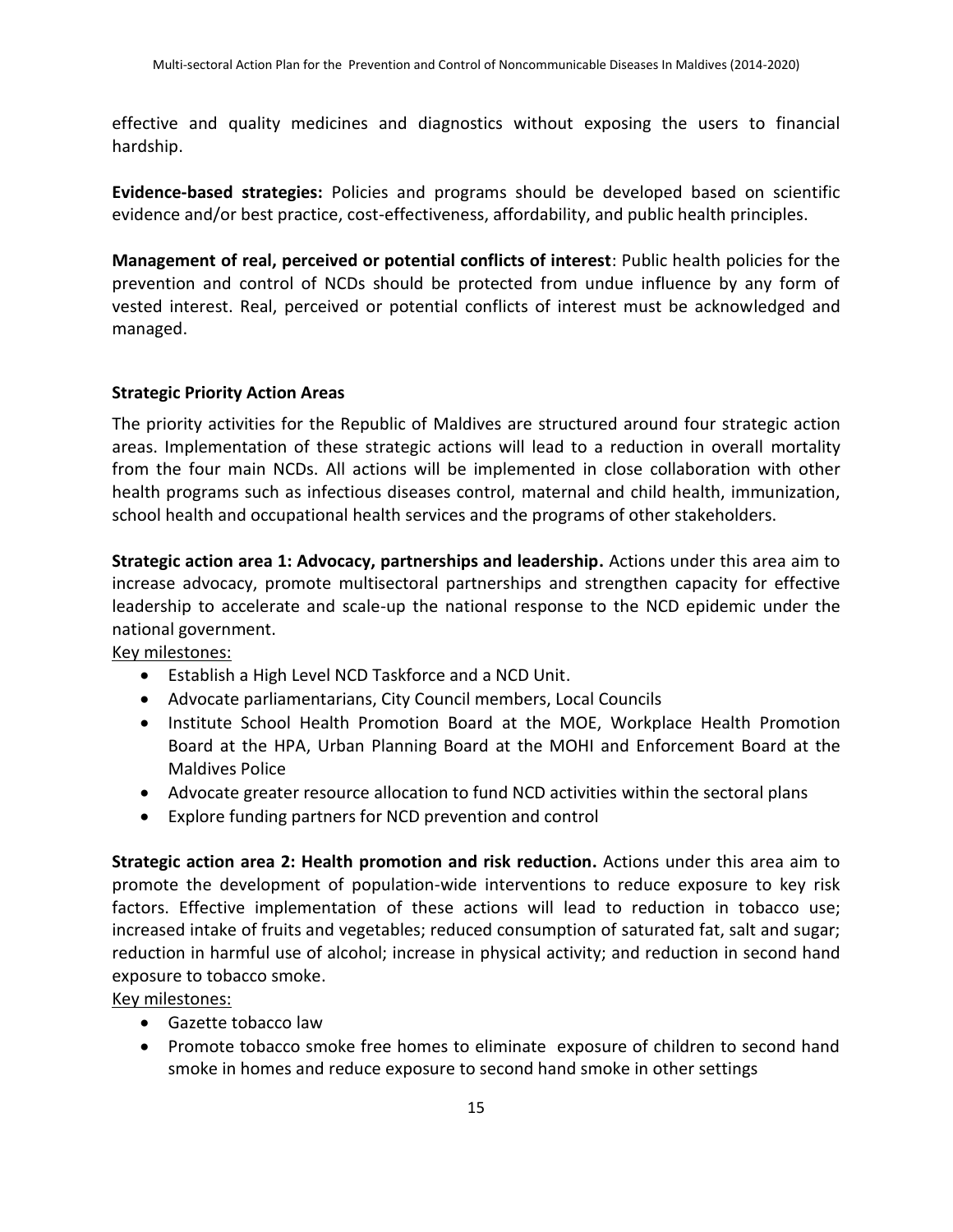effective and quality medicines and diagnostics without exposing the users to financial hardship.

**Evidence-based strategies:** Policies and programs should be developed based on scientific evidence and/or best practice, cost-effectiveness, affordability, and public health principles.

**Management of real, perceived or potential conflicts of interest**: Public health policies for the prevention and control of NCDs should be protected from undue influence by any form of vested interest. Real, perceived or potential conflicts of interest must be acknowledged and managed.

**Strategic Priority Action Areas**

The priority activities for the Republic of Maldives are structured around four strategic action areas. Implementation of these strategic actions will lead to a reduction in overall mortality from the four main NCDs. All actions will be implemented in close collaboration with other health programs such as infectious diseases control, maternal and child health, immunization, school health and occupational health services and the programs of other stakeholders.

**Strategic action area 1: Advocacy, partnerships and leadership.** Actions under this area aim to increase advocacy, promote multisectoral partnerships and strengthen capacity for effective leadership to accelerate and scale-up the national response to the NCD epidemic under the national government.

Key milestones:

- Establish a High Level NCD Taskforce and a NCD Unit.
- Advocate parliamentarians, City Council members, Local Councils
- Institute School Health Promotion Board at the MOE, Workplace Health Promotion Board at the HPA, Urban Planning Board at the MOHI and Enforcement Board at the Maldives Police
- Advocate greater resource allocation to fund NCD activities within the sectoral plans
- Explore funding partners for NCD prevention and control

**Strategic action area 2: Health promotion and risk reduction.** Actions under this area aim to promote the development of population-wide interventions to reduce exposure to key risk factors. Effective implementation of these actions will lead to reduction in tobacco use; increased intake of fruits and vegetables; reduced consumption of saturated fat, salt and sugar; reduction in harmful use of alcohol; increase in physical activity; and reduction in second hand exposure to tobacco smoke.

Key milestones:

- Gazette tobacco law
- Promote tobacco smoke free homes to eliminate exposure of children to second hand smoke in homes and reduce exposure to second hand smoke in other settings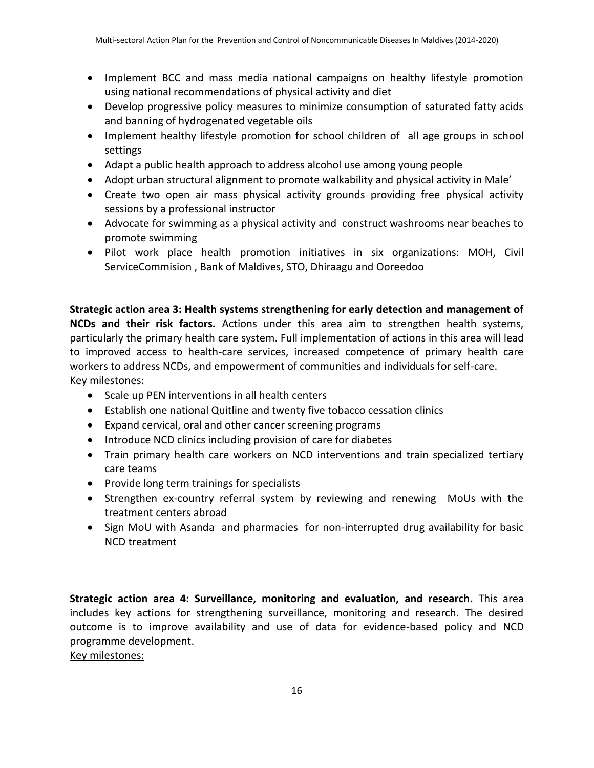- Implement BCC and mass media national campaigns on healthy lifestyle promotion using national recommendations of physical activity and diet
- Develop progressive policy measures to minimize consumption of saturated fatty acids and banning of hydrogenated vegetable oils
- Implement healthy lifestyle promotion for school children of all age groups in school settings
- Adapt a public health approach to address alcohol use among young people
- Adopt urban structural alignment to promote walkability and physical activity in Male'
- Create two open air mass physical activity grounds providing free physical activity sessions by a professional instructor
- Advocate for swimming as a physical activity and construct washrooms near beaches to promote swimming
- Pilot work place health promotion initiatives in six organizations: MOH, Civil ServiceCommision , Bank of Maldives, STO, Dhiraagu and Ooreedoo

**Strategic action area 3: Health systems strengthening for early detection and management of NCDs and their risk factors.** Actions under this area aim to strengthen health systems, particularly the primary health care system. Full implementation of actions in this area will lead to improved access to health-care services, increased competence of primary health care workers to address NCDs, and empowerment of communities and individuals for self-care.

Key milestones:

- Scale up PEN interventions in all health centers
- Establish one national Quitline and twenty five tobacco cessation clinics
- Expand cervical, oral and other cancer screening programs
- Introduce NCD clinics including provision of care for diabetes
- Train primary health care workers on NCD interventions and train specialized tertiary care teams
- Provide long term trainings for specialists
- Strengthen ex-country referral system by reviewing and renewing MoUs with the treatment centers abroad
- Sign MoU with Asanda and pharmacies for non-interrupted drug availability for basic NCD treatment

**Strategic action area 4: Surveillance, monitoring and evaluation, and research.** This area includes key actions for strengthening surveillance, monitoring and research. The desired outcome is to improve availability and use of data for evidence-based policy and NCD programme development.

Key milestones: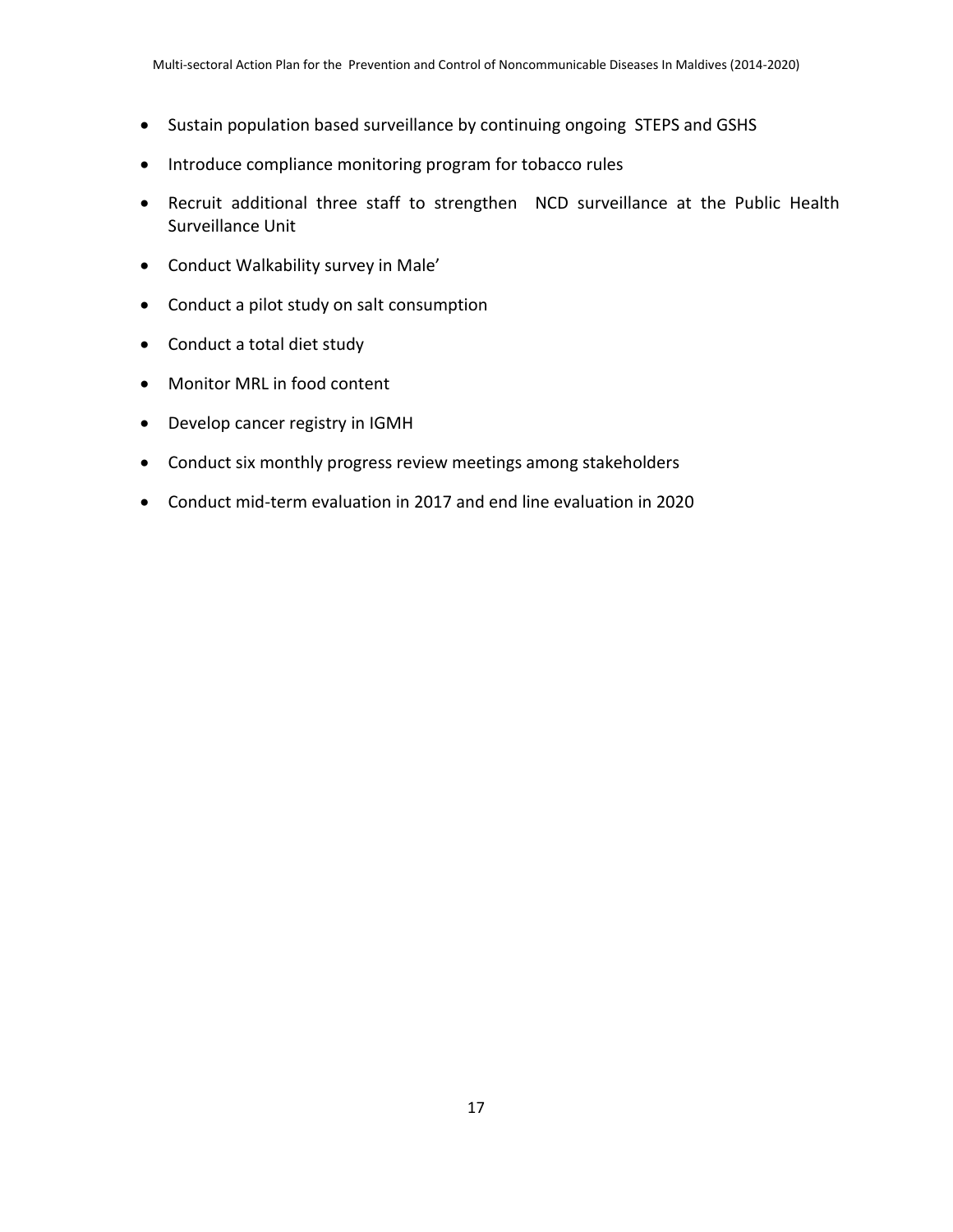- Sustain population based surveillance by continuing ongoing STEPS and GSHS
- Introduce compliance monitoring program for tobacco rules
- Recruit additional three staff to strengthen NCD surveillance at the Public Health Surveillance Unit
- Conduct Walkability survey in Male'
- Conduct a pilot study on salt consumption
- Conduct a total diet study
- Monitor MRL in food content
- Develop cancer registry in IGMH
- Conduct six monthly progress review meetings among stakeholders
- Conduct mid-term evaluation in 2017 and end line evaluation in 2020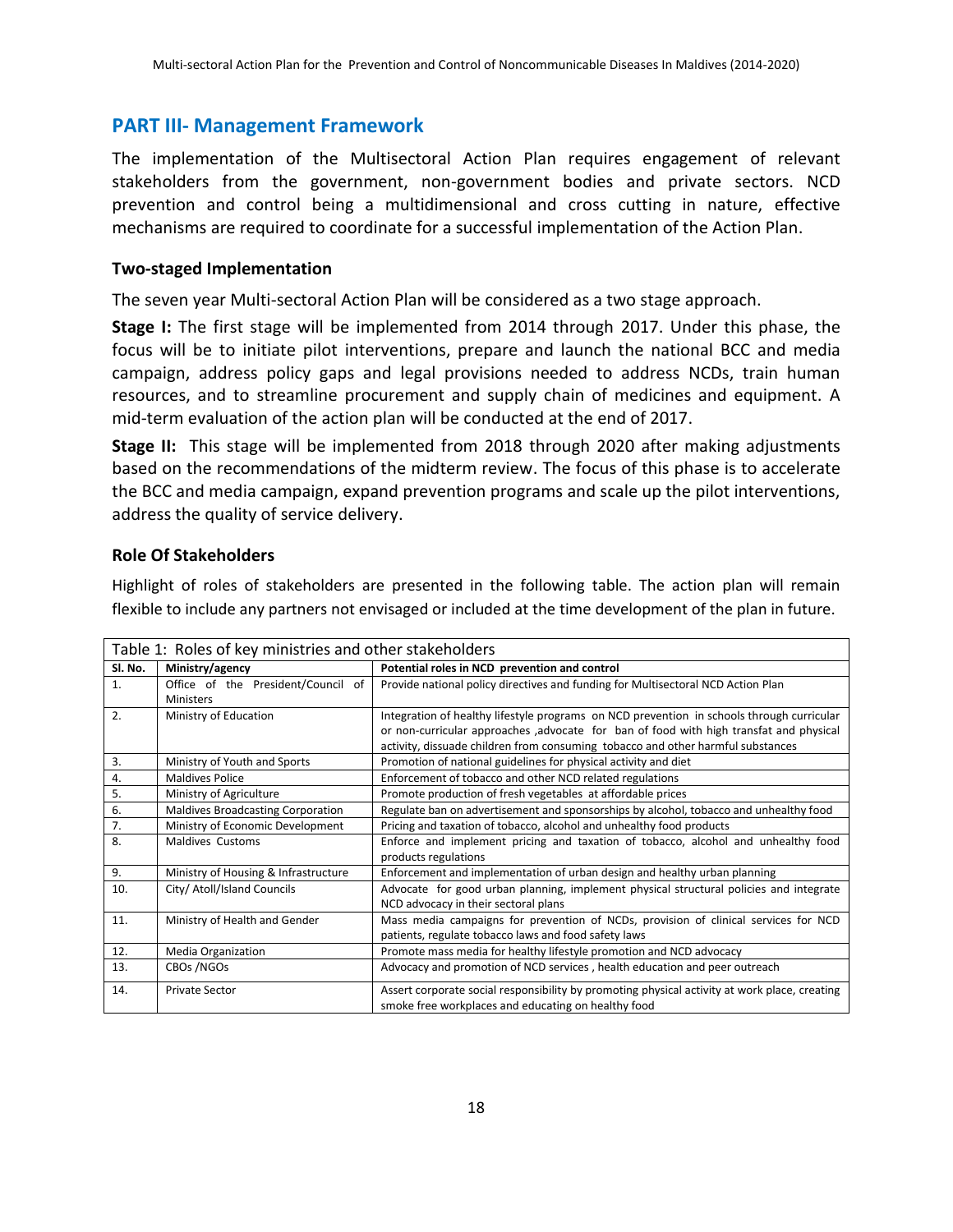## PART III- Management Framework

The implementation of the Multisectoral Action Plan requires engagement of relevant stakeholders from the government, non-government bodies and private sectors. NCD prevention and control being a multidimensional and cross cutting in nature, effective mechanisms are required to coordinate for a successful implementation of the Action Plan.

### Two-staged Implementation

The seven year Multi-sectoral Action Plan will be considered as a two stage approach.

**Stage I:** The first stage will be implemented from 2014 through 2017. Under this phase, the focus will be to initiate pilot interventions, prepare and launch the national BCC and media campaign, address policy gaps and legal provisions needed to address NCDs, train human resources, and to streamline procurement and supply chain of medicines and equipment. A mid-term evaluation of the action plan will be conducted at the end of 2017.

**Stage II:** This stage will be implemented from 2018 through 2020 after making adjustments based on the recommendations of the midterm review. The focus of this phase is to accelerate the BCC and media campaign, expand prevention programs and scale up the pilot interventions, address the quality of service delivery.

### Role Of Stakeholders

Highlight of roles of stakeholders are presented in the following table. The action plan will remain flexible to include any partners not envisaged or included at the time development of the plan in future.

Table 1: Roles of key ministries and other stakeholders

| Sl. No. | Ministry/agency | Potential roles in NCD prevention and control |
|---|---|---|
| 1. | Office of the President/Council of Ministers | Provide national policy directives and funding for Multisectoral NCD Action Plan |
| 2. | Ministry of Education | Integration of healthy lifestyle programs on NCD prevention in schools through curricular or non-curricular approaches ,advocate for ban of food with high transfat and physical activity, dissuade children from consuming tobacco and other harmful substances |
| 3. | Ministry of Youth and Sports | Promotion of national guidelines for physical activity and diet |
| 4. | Maldives Police | Enforcement of tobacco and other NCD related regulations |
| 5. | Ministry of Agriculture | Promote production of fresh vegetables at affordable prices |
| 6. | Maldives Broadcasting Corporation | Regulate ban on advertisement and sponsorships by alcohol, tobacco and unhealthy food |
| 7. | Ministry of Economic Development | Pricing and taxation of tobacco, alcohol and unhealthy food products |
| 8. | Maldives Customs | Enforce and implement pricing and taxation of tobacco, alcohol and unhealthy food products regulations |
| 9. | Ministry of Housing & Infrastructure | Enforcement and implementation of urban design and healthy urban planning |
| 10. | City/ Atoll/Island Councils | Advocate for good urban planning, implement physical structural policies and integrate NCD advocacy in their sectoral plans |
| 11. | Ministry of Health and Gender | Mass media campaigns for prevention of NCDs, provision of clinical services for NCD patients, regulate tobacco laws and food safety laws |
| 12. | Media Organization | Promote mass media for healthy lifestyle promotion and NCD advocacy |
| 13. | CBOs /NGOs | Advocacy and promotion of NCD services , health education and peer outreach |
| 14. | Private Sector | Assert corporate social responsibility by promoting physical activity at work place, creating smoke free workplaces and educating on healthy food |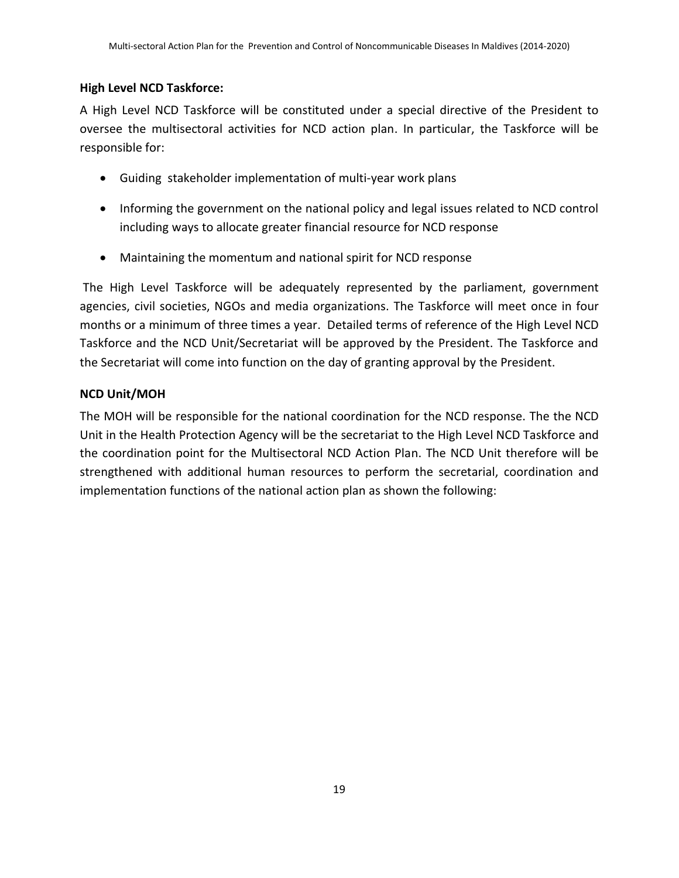**High Level NCD Taskforce:**

A High Level NCD Taskforce will be constituted under a special directive of the President to oversee the multisectoral activities for NCD action plan. In particular, the Taskforce will be responsible for:

- Guiding stakeholder implementation of multi-year work plans
- Informing the government on the national policy and legal issues related to NCD control including ways to allocate greater financial resource for NCD response
- Maintaining the momentum and national spirit for NCD response

The High Level Taskforce will be adequately represented by the parliament, government agencies, civil societies, NGOs and media organizations. The Taskforce will meet once in four months or a minimum of three times a year. Detailed terms of reference of the High Level NCD Taskforce and the NCD Unit/Secretariat will be approved by the President. The Taskforce and the Secretariat will come into function on the day of granting approval by the President.

**NCD Unit/MOH**

The MOH will be responsible for the national coordination for the NCD response. The the NCD Unit in the Health Protection Agency will be the secretariat to the High Level NCD Taskforce and the coordination point for the Multisectoral NCD Action Plan. The NCD Unit therefore will be strengthened with additional human resources to perform the secretarial, coordination and implementation functions of the national action plan as shown the following: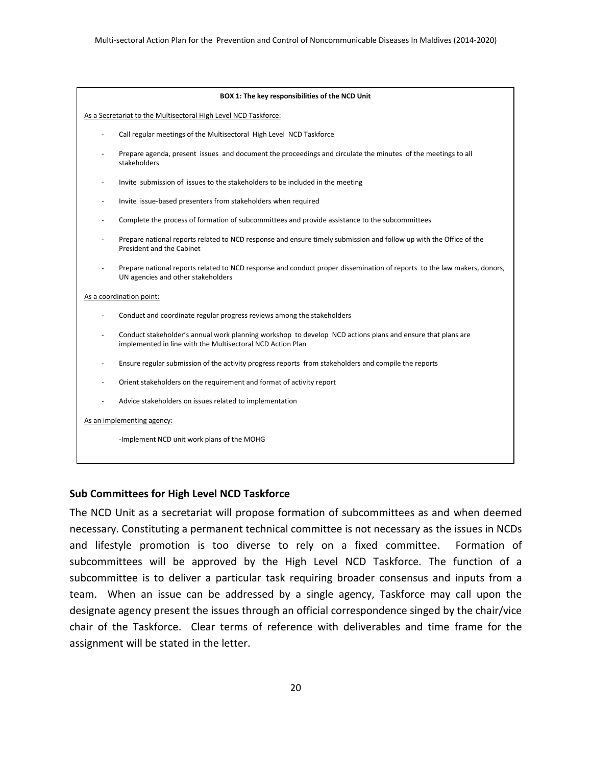**BOX 1: The key responsibilities of the NCD Unit**

As a Secretariat to the Multisectoral High Level NCD Taskforce:

- Call regular meetings of the Multisectoral High Level NCD Taskforce
- Prepare agenda, present issues and document the proceedings and circulate the minutes of the meetings to all stakeholders
- Invite submission of issues to the stakeholders to be included in the meeting
- Invite issue-based presenters from stakeholders when required
- Complete the process of formation of subcommittees and provide assistance to the subcommittees
- Prepare national reports related to NCD response and ensure timely submission and follow up with the Office of the President and the Cabinet
- Prepare national reports related to NCD response and conduct proper dissemination of reports to the law makers, donors, UN agencies and other stakeholders

As a coordination point:

- Conduct and coordinate regular progress reviews among the stakeholders
- Conduct stakeholder's annual work planning workshop to develop NCD actions plans and ensure that plans are implemented in line with the Multisectoral NCD Action Plan
- Ensure regular submission of the activity progress reports from stakeholders and compile the reports
- Orient stakeholders on the requirement and format of activity report
- Advice stakeholders on issues related to implementation

As an implementing agency:

-Implement NCD unit work plans of the MOHG

### Sub Committees for High Level NCD Taskforce

The NCD Unit as a secretariat will propose formation of subcommittees as and when deemed necessary. Constituting a permanent technical committee is not necessary as the issues in NCDs and lifestyle promotion is too diverse to rely on a fixed committee. Formation of subcommittees will be approved by the High Level NCD Taskforce. The function of a subcommittee is to deliver a particular task requiring broader consensus and inputs from a team. When an issue can be addressed by a single agency, Taskforce may call upon the designate agency present the issues through an official correspondence singed by the chair/vice chair of the Taskforce. Clear terms of reference with deliverables and time frame for the assignment will be stated in the letter.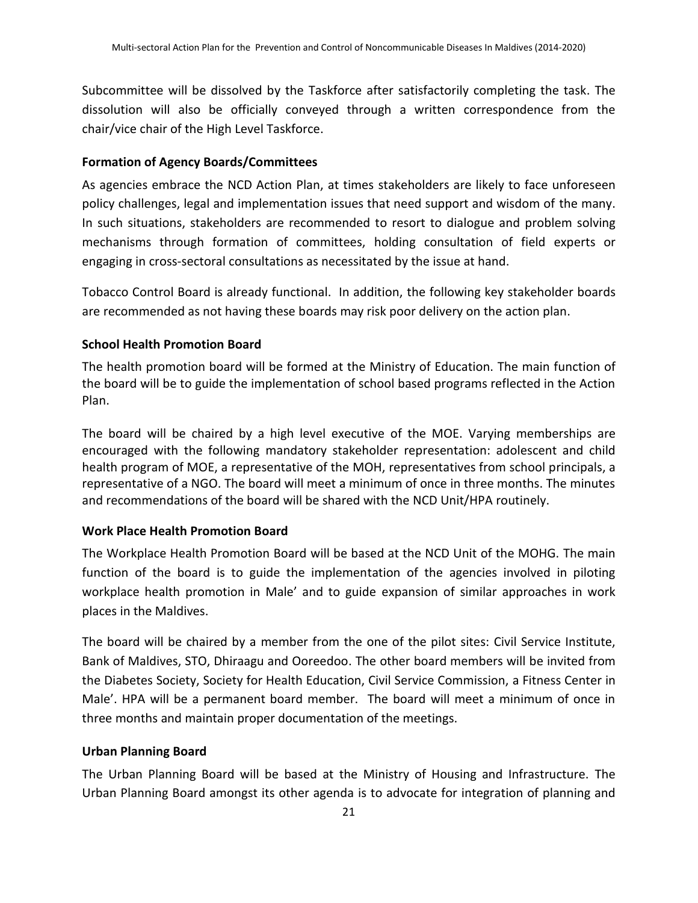Subcommittee will be dissolved by the Taskforce after satisfactorily completing the task. The dissolution will also be officially conveyed through a written correspondence from the chair/vice chair of the High Level Taskforce.

### Formation of Agency Boards/Committees

As agencies embrace the NCD Action Plan, at times stakeholders are likely to face unforeseen policy challenges, legal and implementation issues that need support and wisdom of the many. In such situations, stakeholders are recommended to resort to dialogue and problem solving mechanisms through formation of committees, holding consultation of field experts or engaging in cross-sectoral consultations as necessitated by the issue at hand.

Tobacco Control Board is already functional. In addition, the following key stakeholder boards are recommended as not having these boards may risk poor delivery on the action plan.

### School Health Promotion Board

The health promotion board will be formed at the Ministry of Education. The main function of the board will be to guide the implementation of school based programs reflected in the Action Plan.

The board will be chaired by a high level executive of the MOE. Varying memberships are encouraged with the following mandatory stakeholder representation: adolescent and child health program of MOE, a representative of the MOH, representatives from school principals, a representative of a NGO. The board will meet a minimum of once in three months. The minutes and recommendations of the board will be shared with the NCD Unit/HPA routinely.

### Work Place Health Promotion Board

The Workplace Health Promotion Board will be based at the NCD Unit of the MOHG. The main function of the board is to guide the implementation of the agencies involved in piloting workplace health promotion in Male' and to guide expansion of similar approaches in work places in the Maldives.

The board will be chaired by a member from the one of the pilot sites: Civil Service Institute, Bank of Maldives, STO, Dhiraagu and Ooreedoo. The other board members will be invited from the Diabetes Society, Society for Health Education, Civil Service Commission, a Fitness Center in Male'. HPA will be a permanent board member. The board will meet a minimum of once in three months and maintain proper documentation of the meetings.

### Urban Planning Board

The Urban Planning Board will be based at the Ministry of Housing and Infrastructure. The Urban Planning Board amongst its other agenda is to advocate for integration of planning and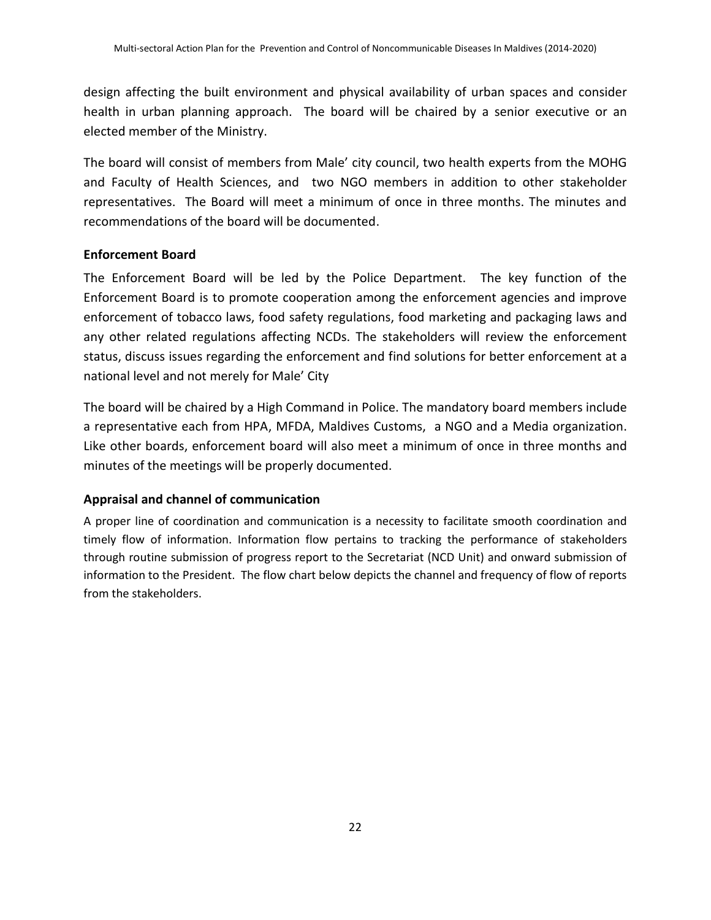design affecting the built environment and physical availability of urban spaces and consider health in urban planning approach. The board will be chaired by a senior executive or an elected member of the Ministry.

The board will consist of members from Male' city council, two health experts from the MOHG and Faculty of Health Sciences, and two NGO members in addition to other stakeholder representatives. The Board will meet a minimum of once in three months. The minutes and recommendations of the board will be documented.

### Enforcement Board

The Enforcement Board will be led by the Police Department. The key function of the Enforcement Board is to promote cooperation among the enforcement agencies and improve enforcement of tobacco laws, food safety regulations, food marketing and packaging laws and any other related regulations affecting NCDs. The stakeholders will review the enforcement status, discuss issues regarding the enforcement and find solutions for better enforcement at a national level and not merely for Male' City

The board will be chaired by a High Command in Police. The mandatory board members include a representative each from HPA, MFDA, Maldives Customs, a NGO and a Media organization. Like other boards, enforcement board will also meet a minimum of once in three months and minutes of the meetings will be properly documented.

### Appraisal and channel of communication

A proper line of coordination and communication is a necessity to facilitate smooth coordination and timely flow of information. Information flow pertains to tracking the performance of stakeholders through routine submission of progress report to the Secretariat (NCD Unit) and onward submission of information to the President. The flow chart below depicts the channel and frequency of flow of reports from the stakeholders.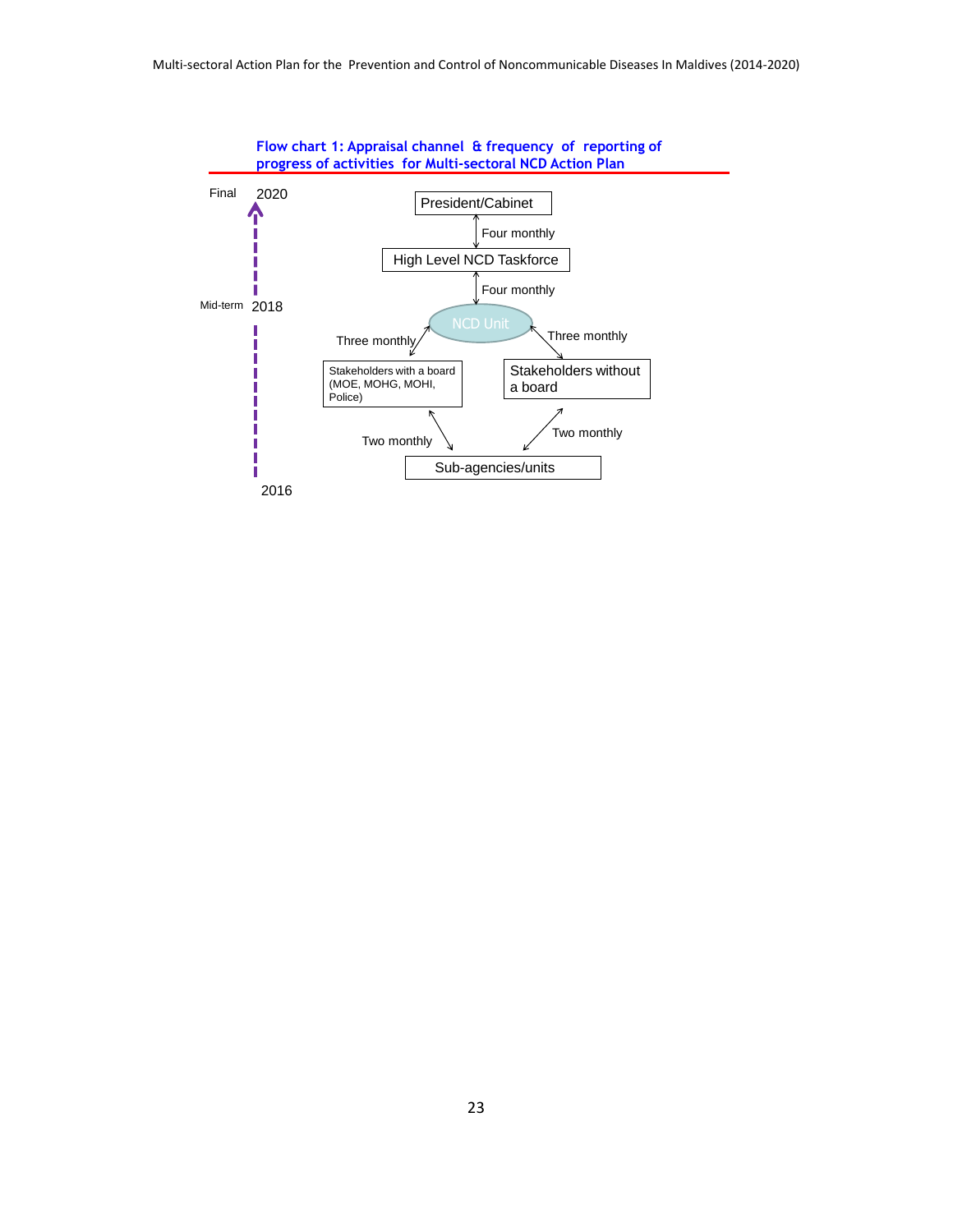**Flow chart 1: Appraisal channel & frequency of reporting of progress of activities for Multi-sectoral NCD Action Plan**

Final 2020

Mid-term 2018

2016

President/Cabinet

Four monthly

High Level NCD Taskforce

Four monthly

NCD Unit

Three monthly

Three monthly

Stakeholders with a board (MOE, MOHG, MOHI, Police)

Stakeholders without a board

Two monthly

Two monthly

Sub-agencies/units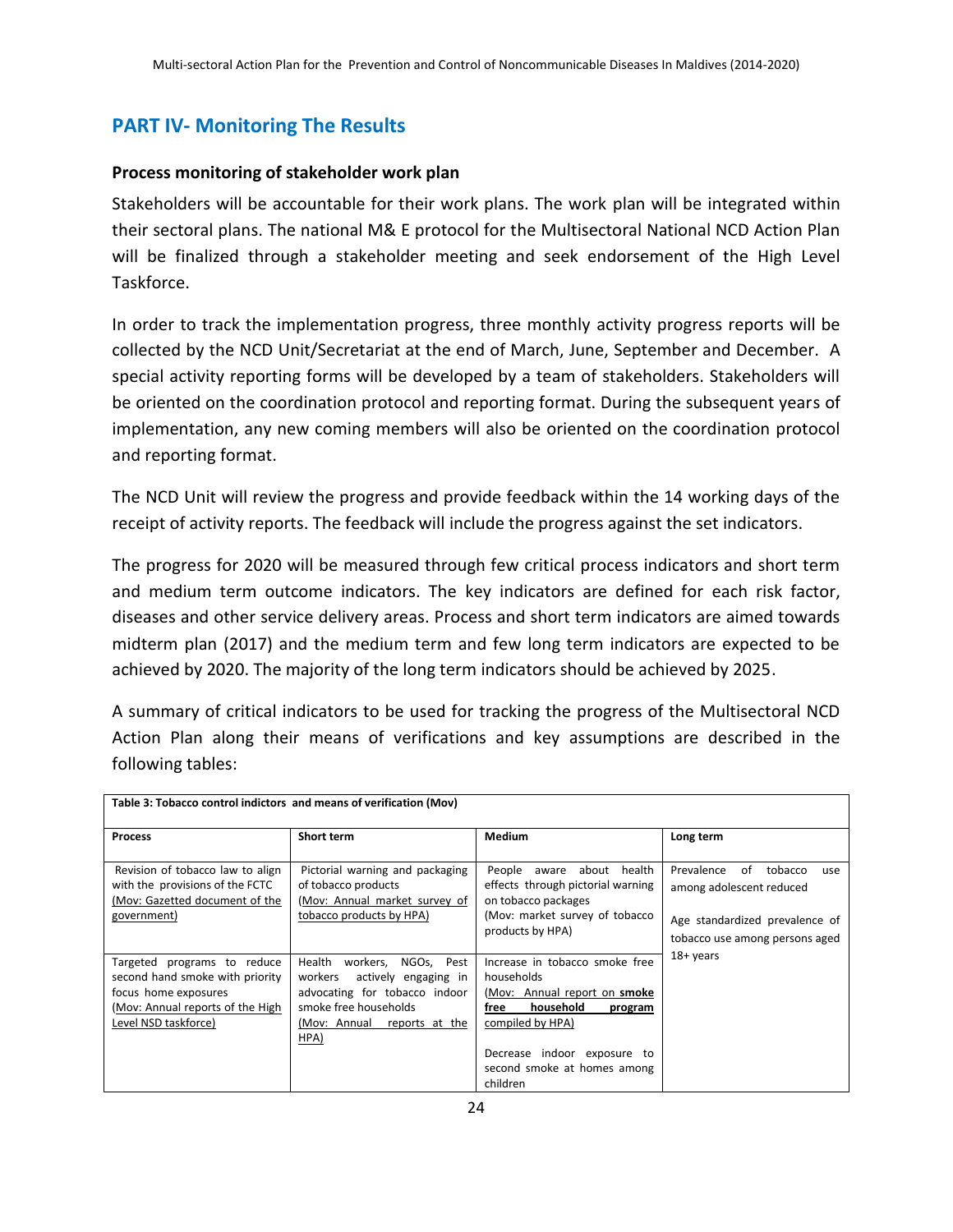## PART IV- Monitoring The Results

### Process monitoring of stakeholder work plan

Stakeholders will be accountable for their work plans. The work plan will be integrated within their sectoral plans. The national M& E protocol for the Multisectoral National NCD Action Plan will be finalized through a stakeholder meeting and seek endorsement of the High Level Taskforce.

In order to track the implementation progress, three monthly activity progress reports will be collected by the NCD Unit/Secretariat at the end of March, June, September and December. A special activity reporting forms will be developed by a team of stakeholders. Stakeholders will be oriented on the coordination protocol and reporting format. During the subsequent years of implementation, any new coming members will also be oriented on the coordination protocol and reporting format.

The NCD Unit will review the progress and provide feedback within the 14 working days of the receipt of activity reports. The feedback will include the progress against the set indicators.

The progress for 2020 will be measured through few critical process indicators and short term and medium term outcome indicators. The key indicators are defined for each risk factor, diseases and other service delivery areas. Process and short term indicators are aimed towards midterm plan (2017) and the medium term and few long term indicators are expected to be achieved by 2020. The majority of the long term indicators should be achieved by 2025.

A summary of critical indicators to be used for tracking the progress of the Multisectoral NCD Action Plan along their means of verifications and key assumptions are described in the following tables:

**Table 3: Tobacco control indictors and means of verification (Mov)**

| Process | Short term | Medium | Long term |
|---|---|---|---|
| Revision of tobacco law to align with the provisions of the FCTC (Mov: Gazetted document of the government) | Pictorial warning and packaging of tobacco products (Mov: Annual market survey of tobacco products by HPA) | People aware about health effects through pictorial warning on tobacco packages (Mov: market survey of tobacco products by HPA) | Prevalence of tobacco use among adolescent reduced<br><br>Age standardized prevalence of tobacco use among persons aged 18+ years |
| Targeted programs to reduce second hand smoke with priority focus home exposures (Mov: Annual reports of the High Level NSD taskforce) | Health workers, NGOs, Pest workers actively engaging in advocating for tobacco indoor smoke free households (Mov: Annual reports at the HPA) | Increase in tobacco smoke free households (Mov: Annual report on **smoke free household program** compiled by HPA)<br><br>Decrease indoor exposure to second smoke at homes among children | |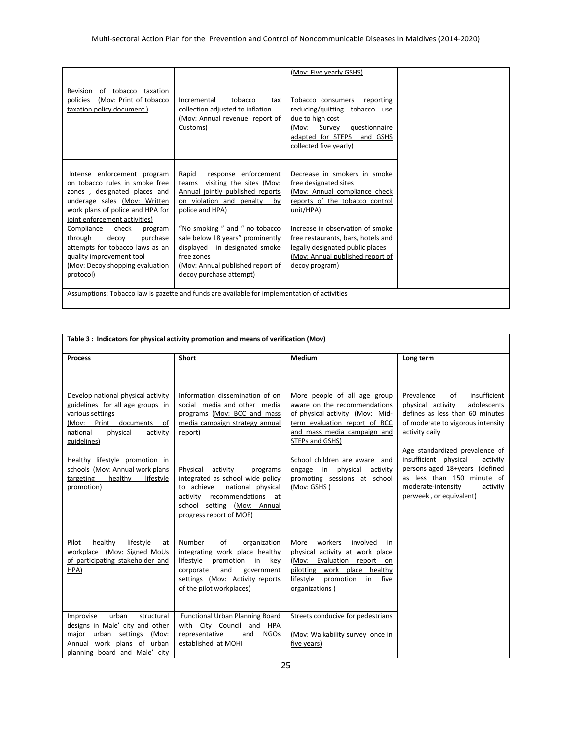| | | | |
|---|---|---|---|
| | | (Mov: Five yearly GSHS) | |
| Revision of tobacco taxation policies (Mov: Print of tobacco taxation policy document ) | Incremental tobacco tax collection adjusted to inflation (Mov: Annual revenue report of Customs) | Tobacco consumers reporting reducing/quitting tobacco use due to high cost (Mov: Survey questionnaire adapted for STEPS and GSHS collected five yearly) | |
| Intense enforcement program on tobacco rules in smoke free zones , designated places and underage sales (Mov: Written work plans of police and HPA for joint enforcement activities) | Rapid response enforcement teams visiting the sites (Mov: Annual jointly published reports on violation and penalty by police and HPA) | Decrease in smokers in smoke free designated sites (Mov: Annual compliance check reports of the tobacco control unit/HPA) | |
| Compliance check program through decoy purchase attempts for tobacco laws as an quality improvement tool (Mov: Decoy shopping evaluation protocol) | "No smoking " and " no tobacco sale below 18 years" prominently displayed in designated smoke free zones (Mov: Annual published report of decoy purchase attempt) | Increase in observation of smoke free restaurants, bars, hotels and legally designated public places (Mov: Annual published report of decoy program) | |
| Assumptions: Tobacco law is gazette and funds are available for implementation of activities | | | |

| Table 3 : Indicators for physical activity promotion and means of verification (Mov) | | | |
|---|---|---|---|
| **Process** | **Short** | **Medium** | **Long term** |
| Develop national physical activity guidelines for all age groups in various settings (Mov: Print documents of national physical activity guidelines) | Information dissemination of on social media and other media programs (Mov: BCC and mass media campaign strategy annual report) | More people of all age group aware on the recommendations of physical activity (Mov: Mid-term evaluation report of BCC and mass media campaign and STEPs and GSHS) | Prevalence of insufficient physical activity adolescents defines as less than 60 minutes of moderate to vigorous intensity activity daily<br><br>Age standardized prevalence of insufficient physical activity persons aged 18+years (defined as less than 150 minute of moderate-intensity activity perweek , or equivalent) |
| Healthy lifestyle promotion in schools (Mov: Annual work plans targeting healthy lifestyle promotion) | Physical activity programs integrated as school wide policy to achieve national physical activity recommendations at school setting (Mov: Annual progress report of MOE) | School children are aware and engage in physical activity promoting sessions at school (Mov: GSHS ) | |
| Pilot healthy lifestyle at workplace (Mov: Signed MoUs of participating stakeholder and HPA) | Number of organization integrating work place healthy lifestyle promotion in key corporate and government settings (Mov: Activity reports of the pilot workplaces) | More workers involved in physical activity at work place (Mov: Evaluation report on pilotting work place healthy lifestyle promotion in five organizations ) | |
| Improvise urban structural designs in Male' city and other major urban settings (Mov: Annual work plans of urban planning board and Male' city | Functional Urban Planning Board with City Council and HPA representative and NGOs established at MOHI | Streets conducive for pedestrians<br><br>(Mov: Walkability survey once in five years) | |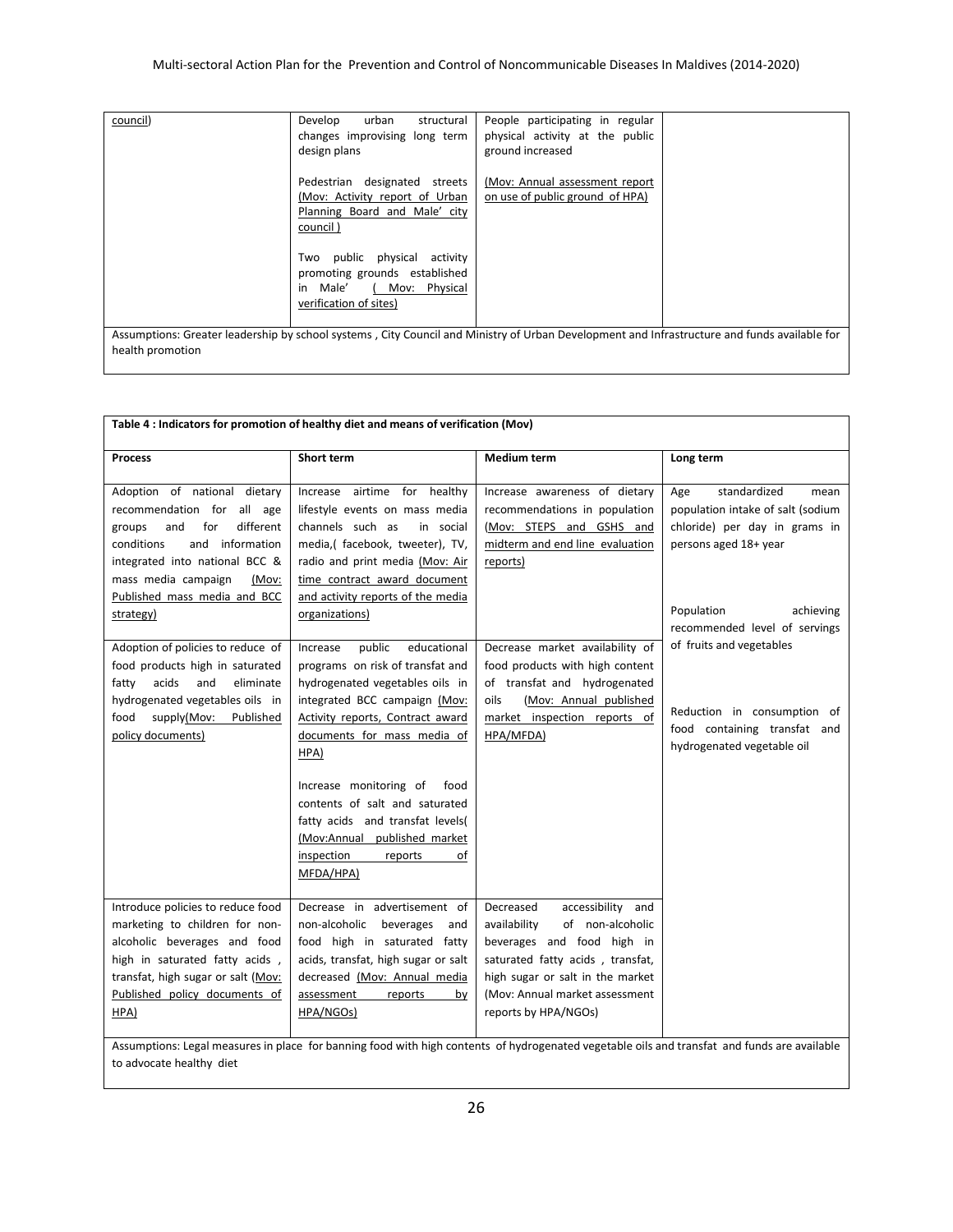| | | | |
|---|---|---|---|
| council) | Develop urban structural changes improving long term design plans<br><br>Pedestrian designated streets (Mov: Activity report of Urban Planning Board and Male' city council )<br><br>Two public physical activity promoting grounds established in Male' ( Mov: Physical verification of sites) | People participating in regular physical activity at the public ground increased<br><br>(Mov: Annual assessment report on use of public ground of HPA) | |
| Assumptions: Greater leadership by school systems , City Council and Ministry of Urban Development and Infrastructure and funds available for health promotion | | | |

| Table 4 : Indicators for promotion of healthy diet and means of verification (Mov) | | | |
|---|---|---|---|
| **Process** | **Short term** | **Medium term** | **Long term** |
| Adoption of national dietary recommendation for all age groups and for different conditions and information integrated into national BCC & mass media campaign (Mov: Published mass media and BCC strategy) | Increase airtime for healthy lifestyle events on mass media channels such as in social media,( facebook, tweeter), TV, radio and print media (Mov: Air time contract award document and activity reports of the media organizations) | Increase awareness of dietary recommendations in population (Mov: STEPS and GSHS and midterm and end line evaluation reports) | Age standardized mean population intake of salt (sodium chloride) per day in grams in persons aged 18+ year<br><br>Population achieving recommended level of servings of fruits and vegetables<br><br>Reduction in consumption of food containing transfat and hydrogenated vegetable oil |
| Adoption of policies to reduce of food products high in saturated fatty acids and eliminate hydrogenated vegetables oils in food supply(Mov: Published policy documents) | Increase public educational programs on risk of transfat and hydrogenated vegetables oils in integrated BCC campaign (Mov: Activity reports, Contract award documents for mass media of HPA)<br><br>Increase monitoring of food contents of salt and saturated fatty acids and transfat levels( (Mov:Annual published market inspection reports of MFDA/HPA) | Decrease market availability of food products with high content of transfat and hydrogenated oils (Mov: Annual published market inspection reports of HPA/MFDA) | |
| Introduce policies to reduce food marketing to children for non-alcoholic beverages and food high in saturated fatty acids , transfat, high sugar or salt (Mov: Published policy documents of HPA) | Decrease in advertisement of non-alcoholic beverages and food high in saturated fatty acids, transfat, high sugar or salt decreased (Mov: Annual media assessment reports by HPA/NGOs) | Decreased accessibility and availability of non-alcoholic beverages and food high in saturated fatty acids , transfat, high sugar or salt in the market (Mov: Annual market assessment reports by HPA/NGOs) | |
| Assumptions: Legal measures in place for banning food with high contents of hydrogenated vegetable oils and transfat and funds are available to advocate healthy diet | | | |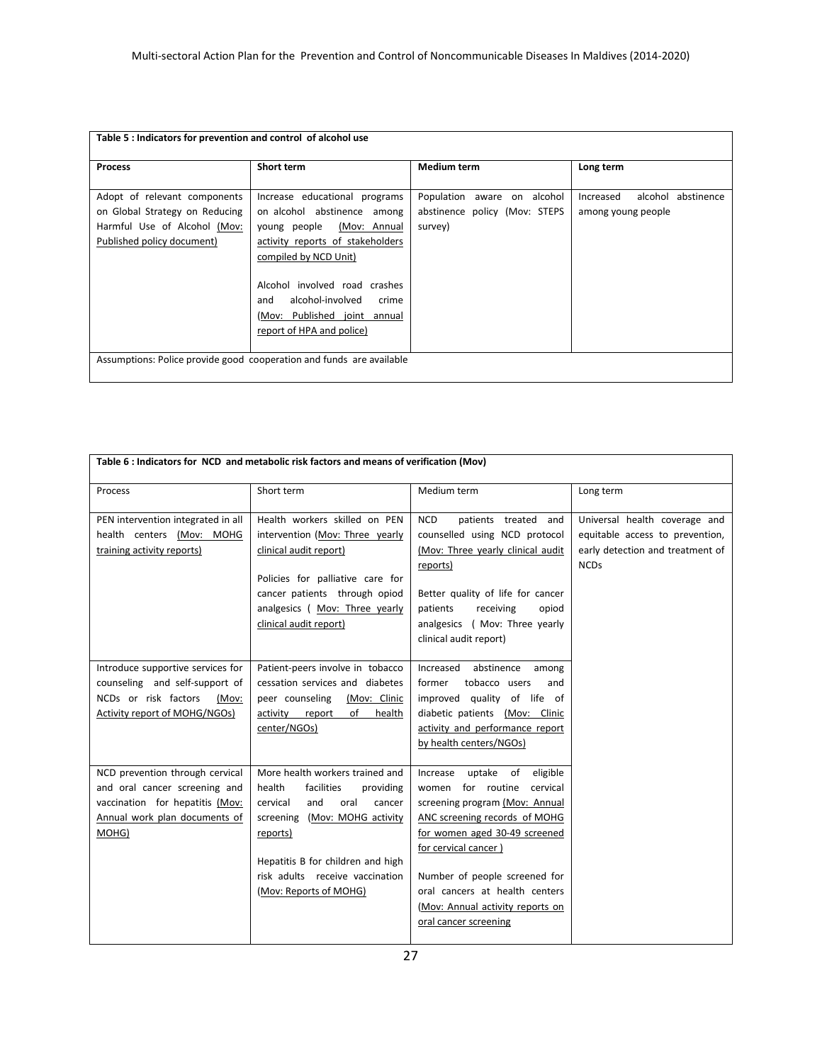| Table 5 : Indicators for prevention and control of alcohol use | | | |
|---|---|---|---|
| **Process** | **Short term** | **Medium term** | **Long term** |
| Adopt of relevant components on Global Strategy on Reducing Harmful Use of Alcohol (Mov: Published policy document) | Increase educational programs on alcohol abstinence among young people (Mov: Annual activity reports of stakeholders compiled by NCD Unit)<br><br>Alcohol involved road crashes and alcohol-involved crime (Mov: Published joint annual report of HPA and police) | Population aware on alcohol abstinence policy (Mov: STEPS survey) | Increased alcohol abstinence among young people |
| Assumptions: Police provide good cooperation and funds are available | | | |

| Table 6 : Indicators for NCD and metabolic risk factors and means of verification (Mov) | | | |
|---|---|---|---|
| Process | Short term | Medium term | Long term |
| PEN intervention integrated in all health centers (Mov: MOHG training activity reports) | Health workers skilled on PEN intervention (Mov: Three yearly clinical audit report)<br><br>Policies for palliative care for cancer patients through opiod analgesics ( Mov: Three yearly clinical audit report) | NCD patients treated and counselled using NCD protocol (Mov: Three yearly clinical audit reports)<br><br>Better quality of life for cancer patients receiving opiod analgesics ( Mov: Three yearly clinical audit report) | Universal health coverage and equitable access to prevention, early detection and treatment of NCDs |
| Introduce supportive services for counseling and self-support of NCDs or risk factors (Mov: Activity report of MOHG/NGOs) | Patient-peers involve in tobacco cessation services and diabetes peer counseling (Mov: Clinic activity report of health center/NGOs) | Increased abstinence among former tobacco users and improved quality of life of diabetic patients (Mov: Clinic activity and performance report by health centers/NGOs) | |
| NCD prevention through cervical and oral cancer screening and vaccination for hepatitis (Mov: Annual work plan documents of MOHG) | More health workers trained and health facilities providing cervical and oral cancer screening (Mov: MOHG activity reports)<br><br>Hepatitis B for children and high risk adults receive vaccination (Mov: Reports of MOHG) | Increase uptake of eligible women for routine cervical screening program (Mov: Annual ANC screening records of MOHG for women aged 30-49 screened for cervical cancer )<br><br>Number of people screened for oral cancers at health centers (Mov: Annual activity reports on oral cancer screening | |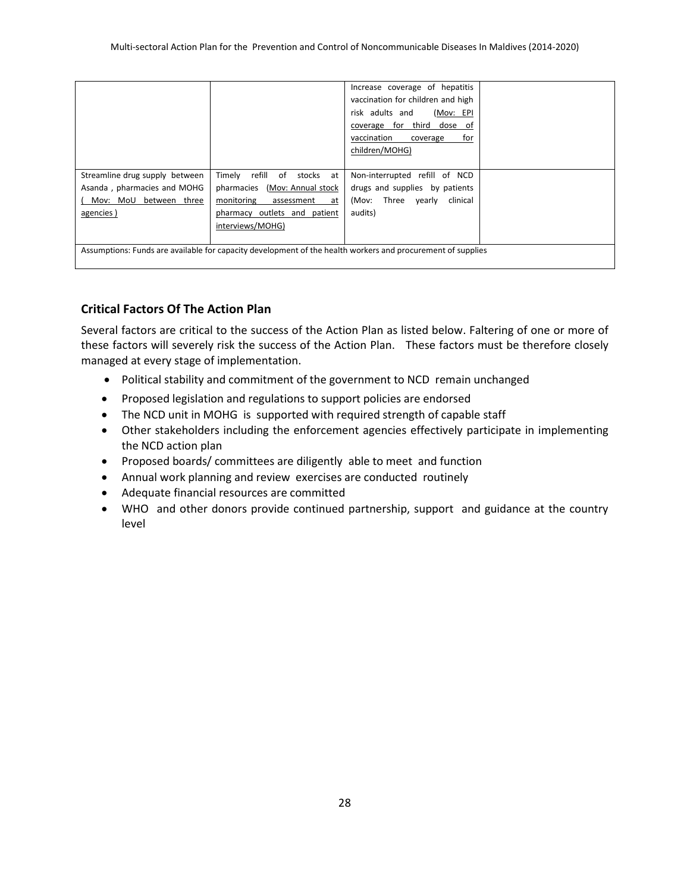| | | | |
|---|---|---|---|
| | | Increase coverage of hepatitis vaccination for children and high risk adults and (Mov: EPI coverage for third dose of vaccination coverage for children/MOHG) | |
| Streamline drug supply between Asanda , pharmacies and MOHG ( Mov: MoU between three agencies ) | Timely refill of stocks at pharmacies (Mov: Annual stock monitoring assessment at pharmacy outlets and patient interviews/MOHG) | Non-interrupted refill of NCD drugs and supplies by patients (Mov: Three yearly clinical audits) | |
| Assumptions: Funds are available for capacity development of the health workers and procurement of supplies | | | |

## Critical Factors Of The Action Plan

Several factors are critical to the success of the Action Plan as listed below. Faltering of one or more of these factors will severely risk the success of the Action Plan. These factors must be therefore closely managed at every stage of implementation.

- Political stability and commitment of the government to NCD remain unchanged
- Proposed legislation and regulations to support policies are endorsed
- The NCD unit in MOHG is supported with required strength of capable staff
- Other stakeholders including the enforcement agencies effectively participate in implementing the NCD action plan
- Proposed boards/ committees are diligently able to meet and function
- Annual work planning and review exercises are conducted routinely
- Adequate financial resources are committed
- WHO and other donors provide continued partnership, support and guidance at the country level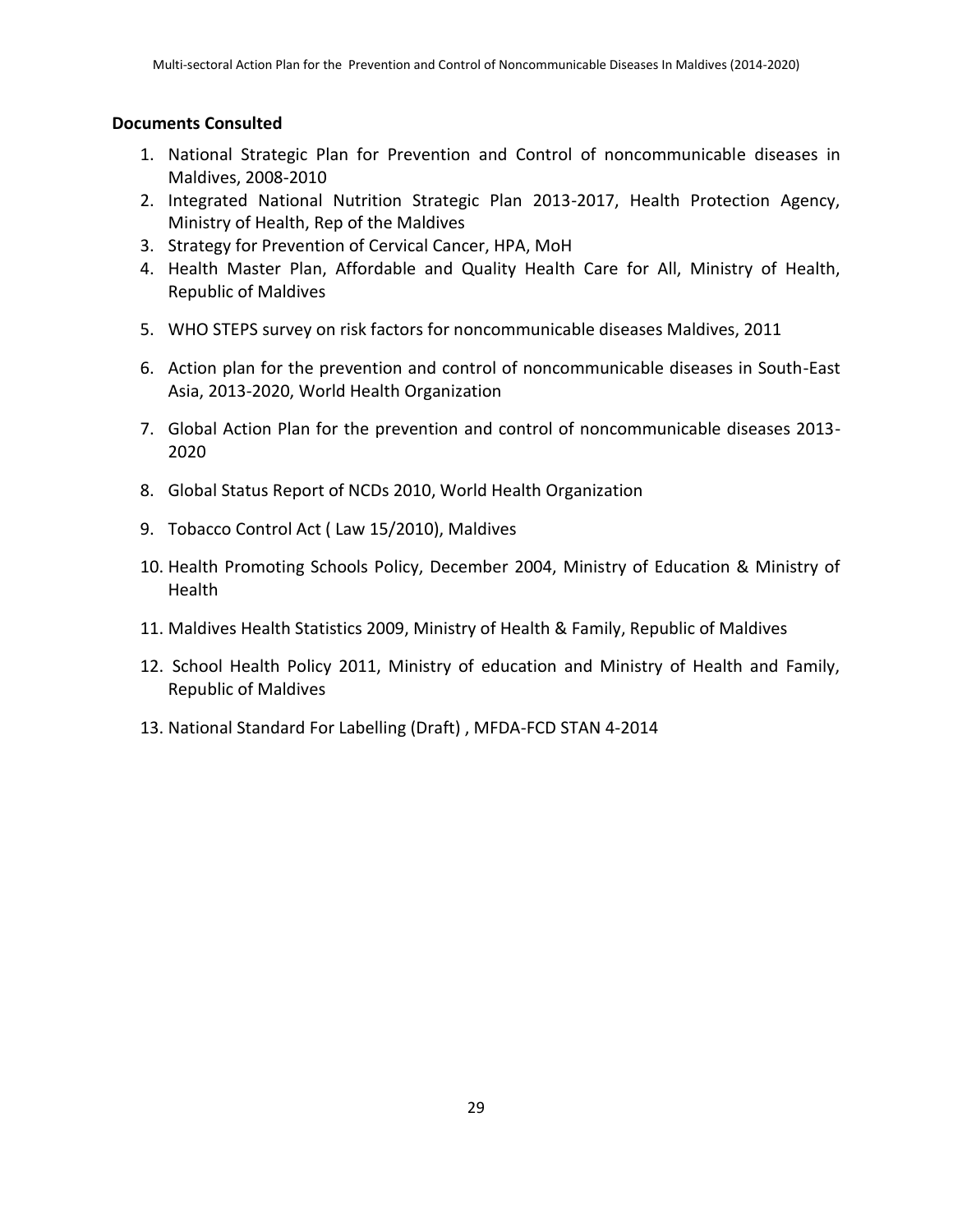**Documents Consulted**

1. National Strategic Plan for Prevention and Control of noncommunicable diseases in Maldives, 2008-2010
2. Integrated National Nutrition Strategic Plan 2013-2017, Health Protection Agency, Ministry of Health, Rep of the Maldives
3. Strategy for Prevention of Cervical Cancer, HPA, MoH
4. Health Master Plan, Affordable and Quality Health Care for All, Ministry of Health, Republic of Maldives
5. WHO STEPS survey on risk factors for noncommunicable diseases Maldives, 2011
6. Action plan for the prevention and control of noncommunicable diseases in South-East Asia, 2013-2020, World Health Organization
7. Global Action Plan for the prevention and control of noncommunicable diseases 2013-2020
8. Global Status Report of NCDs 2010, World Health Organization
9. Tobacco Control Act ( Law 15/2010), Maldives
10. Health Promoting Schools Policy, December 2004, Ministry of Education & Ministry of Health
11. Maldives Health Statistics 2009, Ministry of Health & Family, Republic of Maldives
12. School Health Policy 2011, Ministry of education and Ministry of Health and Family, Republic of Maldives
13. National Standard For Labelling (Draft) , MFDA-FCD STAN 4-2014